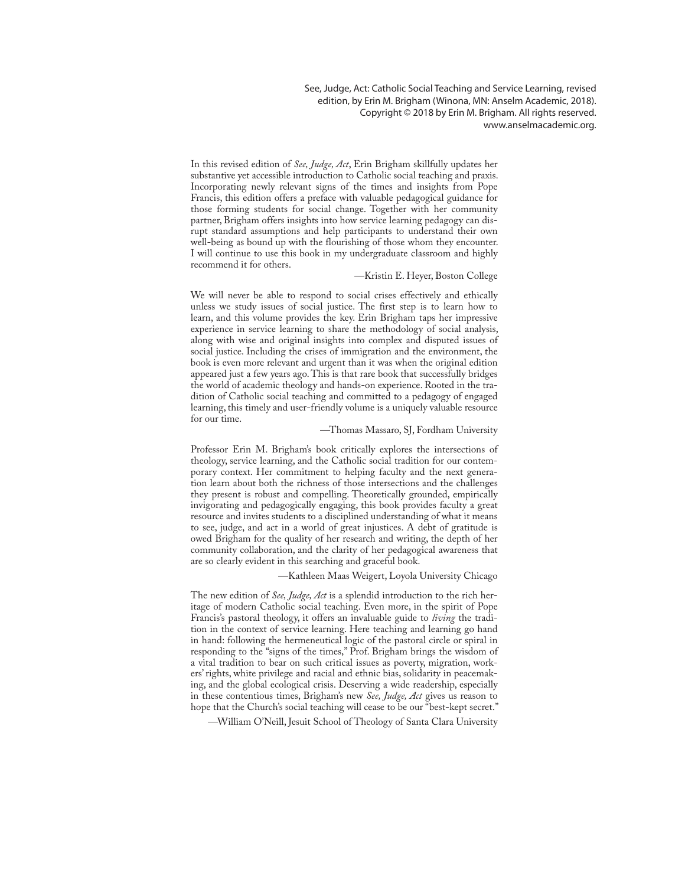See, Judge, Act: Catholic Social Teaching and Service Learning, revised edition, by Erin M. Brigham (Winona, MN: Anselm Academic, 2018). Copyright © 2018 by Erin M. Brigham. All rights reserved. www.anselmacademic.org.

In this revised edition of *See, Judge, Act*, Erin Brigham skillfully updates her substantive yet accessible introduction to Catholic social teaching and praxis. Incorporating newly relevant signs of the times and insights from Pope Francis, this edition offers a preface with valuable pedagogical guidance for those forming students for social change. Together with her community partner, Brigham offers insights into how service learning pedagogy can disrupt standard assumptions and help participants to understand their own well-being as bound up with the flourishing of those whom they encounter. I will continue to use this book in my undergraduate classroom and highly recommend it for others.

—Kristin E. Heyer, Boston College

We will never be able to respond to social crises effectively and ethically unless we study issues of social justice. The first step is to learn how to learn, and this volume provides the key. Erin Brigham taps her impressive experience in service learning to share the methodology of social analysis, along with wise and original insights into complex and disputed issues of social justice. Including the crises of immigration and the environment, the book is even more relevant and urgent than it was when the original edition appeared just a few years ago. This is that rare book that successfully bridges the world of academic theology and hands-on experience. Rooted in the tradition of Catholic social teaching and committed to a pedagogy of engaged learning, this timely and user-friendly volume is a uniquely valuable resource for our time.

—Thomas Massaro, SJ, Fordham University

Professor Erin M. Brigham's book critically explores the intersections of theology, service learning, and the Catholic social tradition for our contemporary context. Her commitment to helping faculty and the next generation learn about both the richness of those intersections and the challenges they present is robust and compelling. Theoretically grounded, empirically invigorating and pedagogically engaging, this book provides faculty a great resource and invites students to a disciplined understanding of what it means to see, judge, and act in a world of great injustices. A debt of gratitude is owed Brigham for the quality of her research and writing, the depth of her community collaboration, and the clarity of her pedagogical awareness that are so clearly evident in this searching and graceful book.

—Kathleen Maas Weigert, Loyola University Chicago

The new edition of *See, Judge, Act* is a splendid introduction to the rich heritage of modern Catholic social teaching. Even more, in the spirit of Pope Francis's pastoral theology, it offers an invaluable guide to *living* the tradition in the context of service learning. Here teaching and learning go hand in hand: following the hermeneutical logic of the pastoral circle or spiral in responding to the "signs of the times," Prof. Brigham brings the wisdom of a vital tradition to bear on such critical issues as poverty, migration, workers' rights, white privilege and racial and ethnic bias, solidarity in peacemaking, and the global ecological crisis. Deserving a wide readership, especially in these contentious times, Brigham's new *See, Judge, Act* gives us reason to hope that the Church's social teaching will cease to be our "best-kept secret."

—William O'Neill, Jesuit School of Theology of Santa Clara University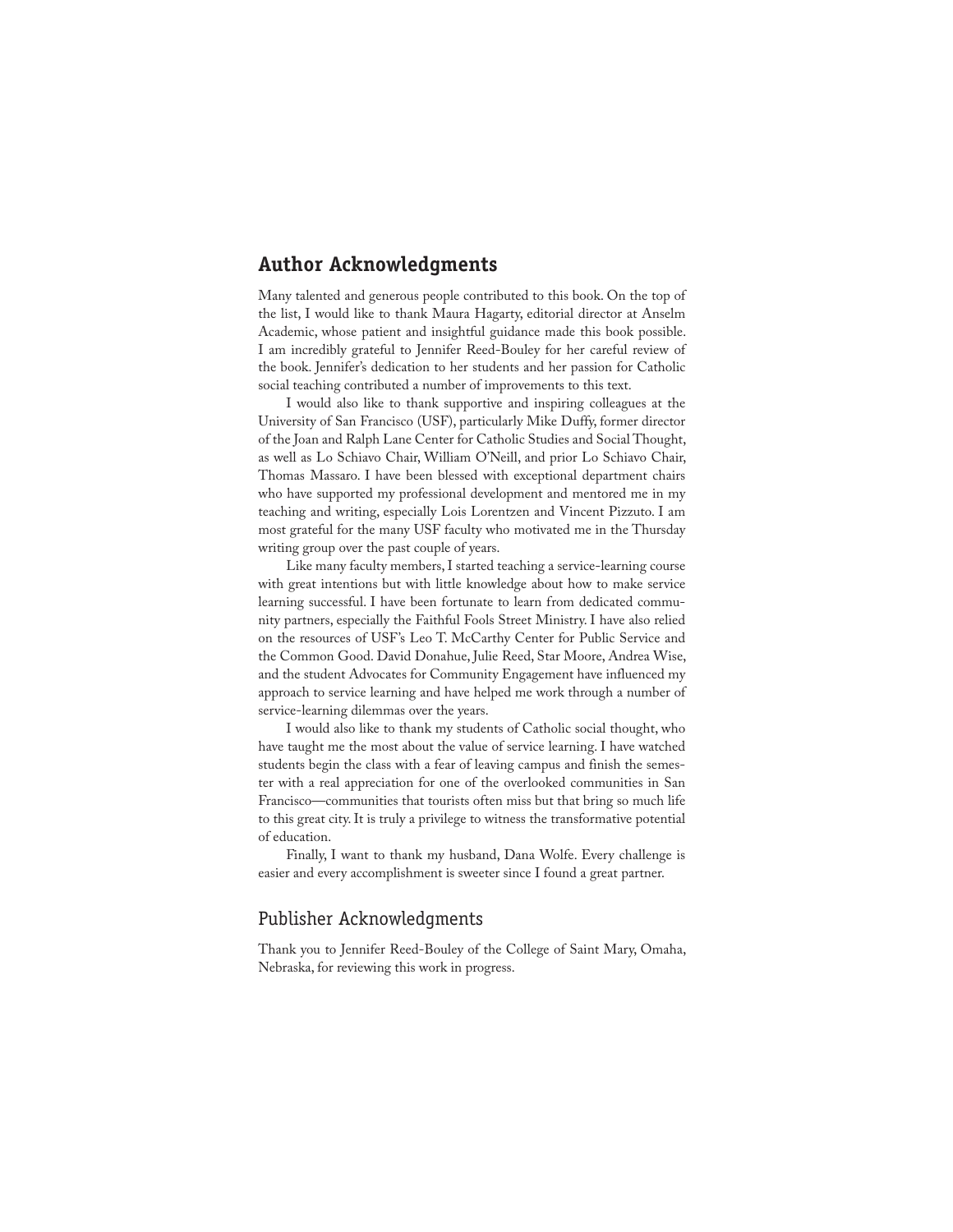## Author Acknowledgments

Many talented and generous people contributed to this book. On the top of the list, I would like to thank Maura Hagarty, editorial director at Anselm Academic, whose patient and insightful guidance made this book possible. I am incredibly grateful to Jennifer Reed-Bouley for her careful review of the book. Jennifer's dedication to her students and her passion for Catholic social teaching contributed a number of improvements to this text.

I would also like to thank supportive and inspiring colleagues at the University of San Francisco (USF), particularly Mike Duffy, former director of the Joan and Ralph Lane Center for Catholic Studies and Social Thought, as well as Lo Schiavo Chair, William O'Neill, and prior Lo Schiavo Chair, Thomas Massaro. I have been blessed with exceptional department chairs who have supported my professional development and mentored me in my teaching and writing, especially Lois Lorentzen and Vincent Pizzuto. I am most grateful for the many USF faculty who motivated me in the Thursday writing group over the past couple of years.

Like many faculty members, I started teaching a service-learning course with great intentions but with little knowledge about how to make service learning successful. I have been fortunate to learn from dedicated community partners, especially the Faithful Fools Street Ministry. I have also relied on the resources of USF's Leo T. McCarthy Center for Public Service and the Common Good. David Donahue, Julie Reed, Star Moore, Andrea Wise, and the student Advocates for Community Engagement have influenced my approach to service learning and have helped me work through a number of service-learning dilemmas over the years.

I would also like to thank my students of Catholic social thought, who have taught me the most about the value of service learning. I have watched students begin the class with a fear of leaving campus and finish the semester with a real appreciation for one of the overlooked communities in San Francisco—communities that tourists often miss but that bring so much life to this great city. It is truly a privilege to witness the transformative potential of education.

Finally, I want to thank my husband, Dana Wolfe. Every challenge is easier and every accomplishment is sweeter since I found a great partner.

## Publisher Acknowledgments

Thank you to Jennifer Reed-Bouley of the College of Saint Mary, Omaha, Nebraska, for reviewing this work in progress.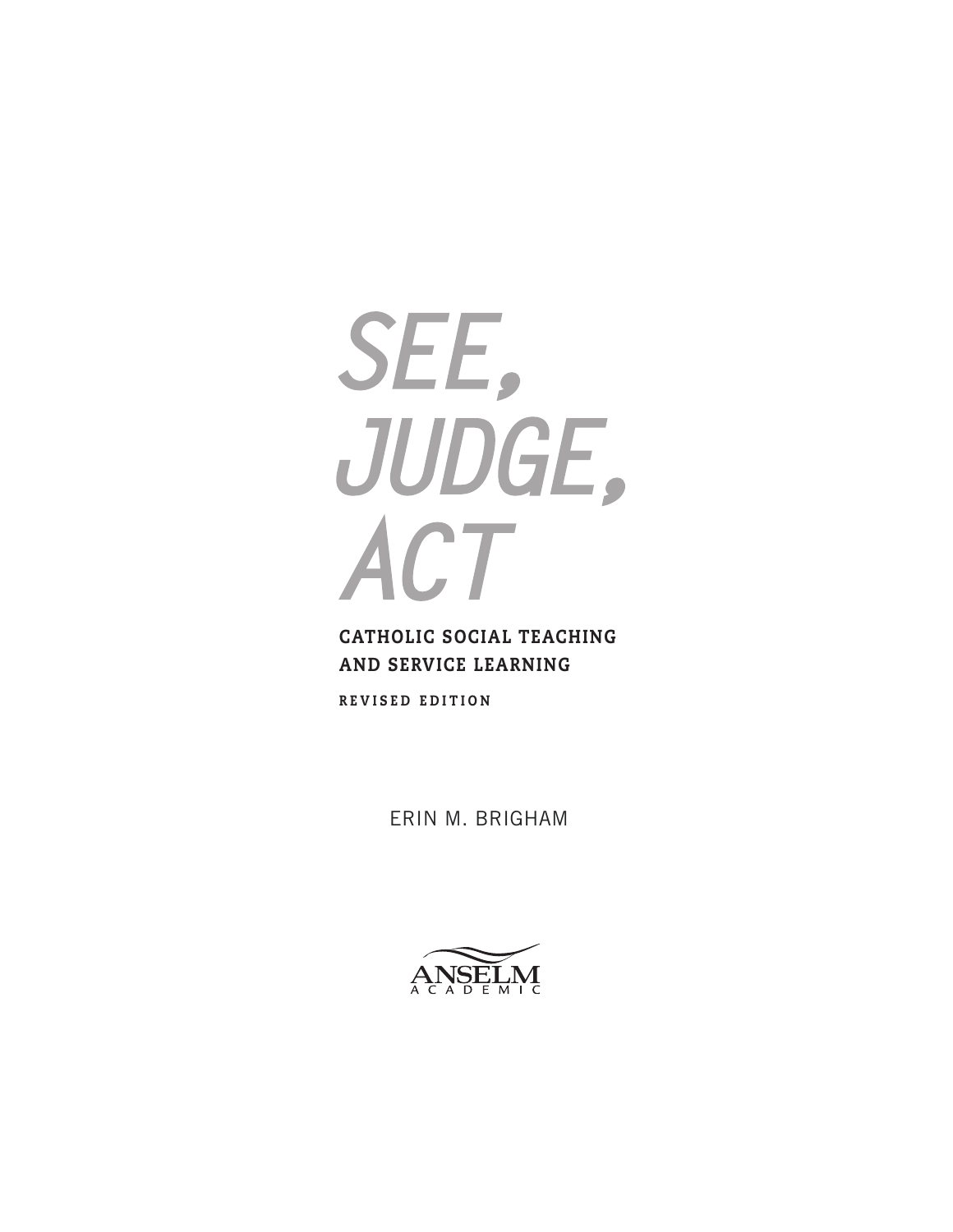# SEE, JUDGE, ACT

**CATHOLIC SOCIAL TEACHING AND SERVICE LEARNING**

**REVISED EDITION**

ERIN M. BRIGHAM

ANSELM ACADEMIC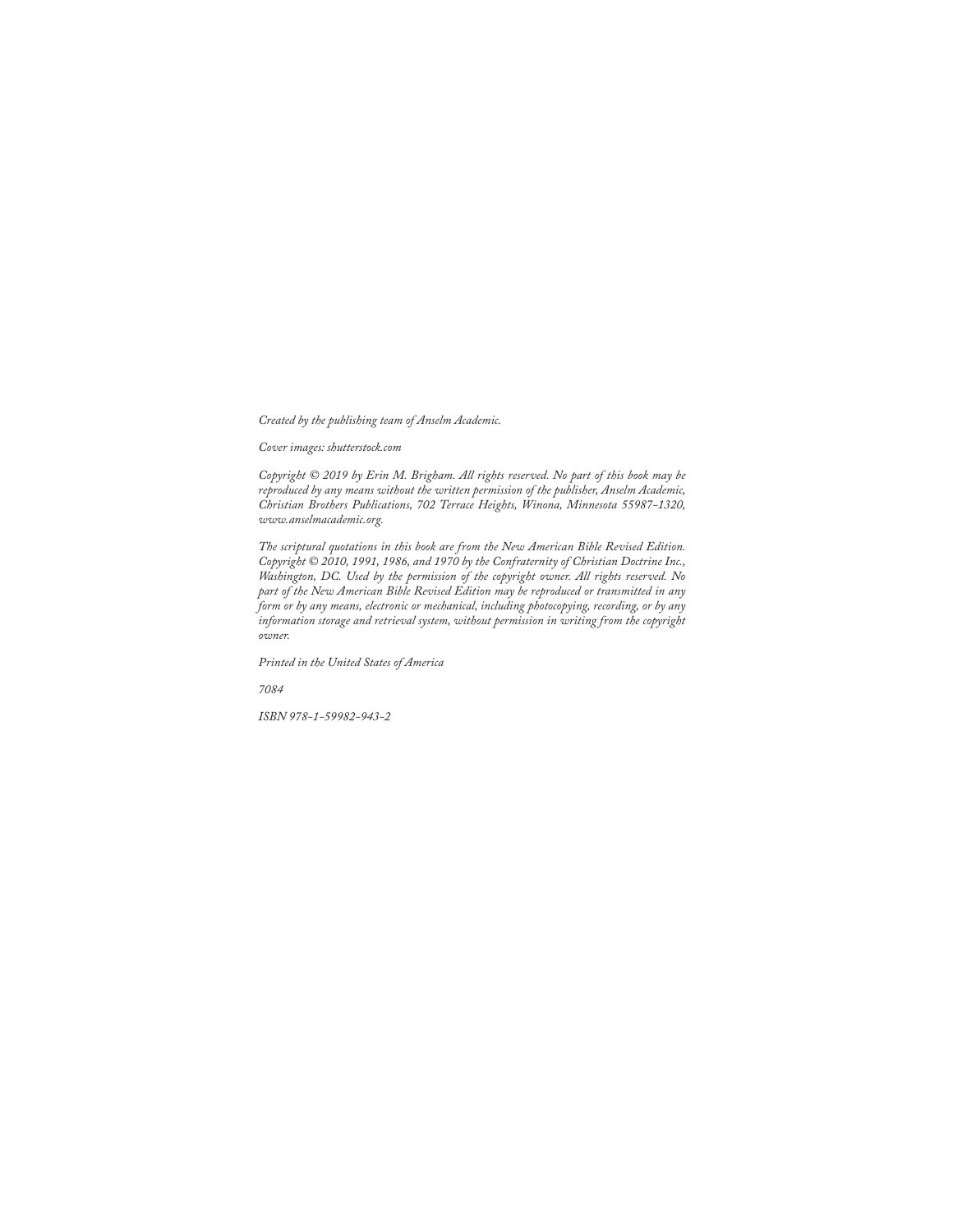*Created by the publishing team of Anselm Academic.*

*Cover images: shutterstock.com*

*Copyright © 2019 by Erin M. Brigham. All rights reserved. No part of this book may be reproduced by any means without the written permission of the publisher, Anselm Academic, Christian Brothers Publications, 702 Terrace Heights, Winona, Minnesota 55987-1320, www.anselmacademic.org.*

*The scriptural quotations in this book are from the New American Bible Revised Edition. Copyright © 2010, 1991, 1986, and 1970 by the Confraternity of Christian Doctrine Inc., Washington, DC. Used by the permission of the copyright owner. All rights reserved. No part of the New American Bible Revised Edition may be reproduced or transmitted in any form or by any means, electronic or mechanical, including photocopying, recording, or by any information storage and retrieval system, without permission in writing from the copyright owner.*

*Printed in the United States of America*

*7084*

*ISBN 978-1-59982-943-2*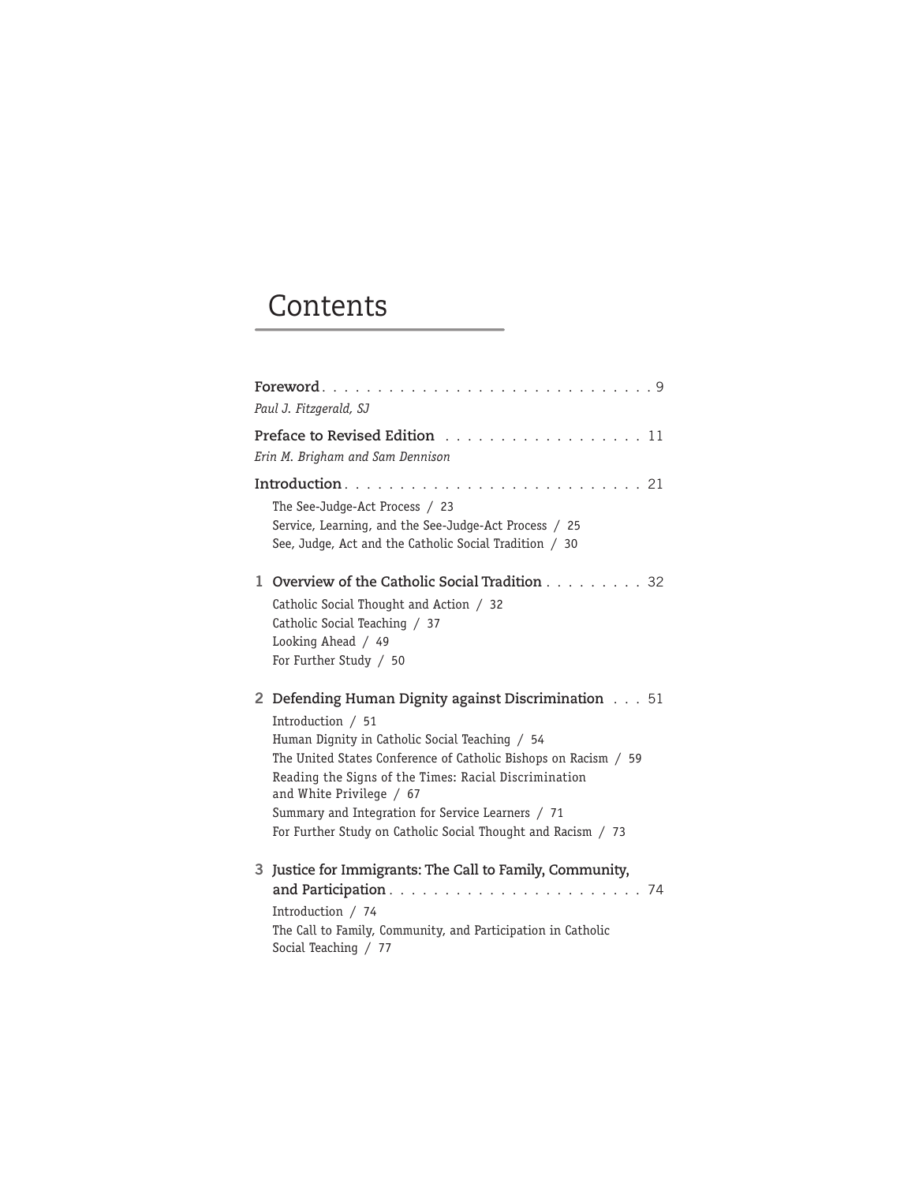# Contents

**Foreword** . . . . . . . . . . . . . . . . . . . . . . . . . . . . . 9
*Paul J. Fitzgerald, SJ*

**Preface to Revised Edition** . . . . . . . . . . . . . . . . . . 11
*Erin M. Brigham and Sam Dennison*

**Introduction** . . . . . . . . . . . . . . . . . . . . . . . . . . 21

- The See-Judge-Act Process / 23
- Service, Learning, and the See-Judge-Act Process / 25
- See, Judge, Act and the Catholic Social Tradition / 30

**1 Overview of the Catholic Social Tradition** . . . . . . . . . 32

- Catholic Social Thought and Action / 32
- Catholic Social Teaching / 37
- Looking Ahead / 49
- For Further Study / 50

**2 Defending Human Dignity against Discrimination** . . . 51

- Introduction / 51
- Human Dignity in Catholic Social Teaching / 54
- The United States Conference of Catholic Bishops on Racism / 59
- Reading the Signs of the Times: Racial Discrimination and White Privilege / 67
- Summary and Integration for Service Learners / 71
- For Further Study on Catholic Social Thought and Racism / 73

**3 Justice for Immigrants: The Call to Family, Community, and Participation** . . . . . . . . . . . . . . . . . . . . . 74

- Introduction / 74
- The Call to Family, Community, and Participation in Catholic Social Teaching / 77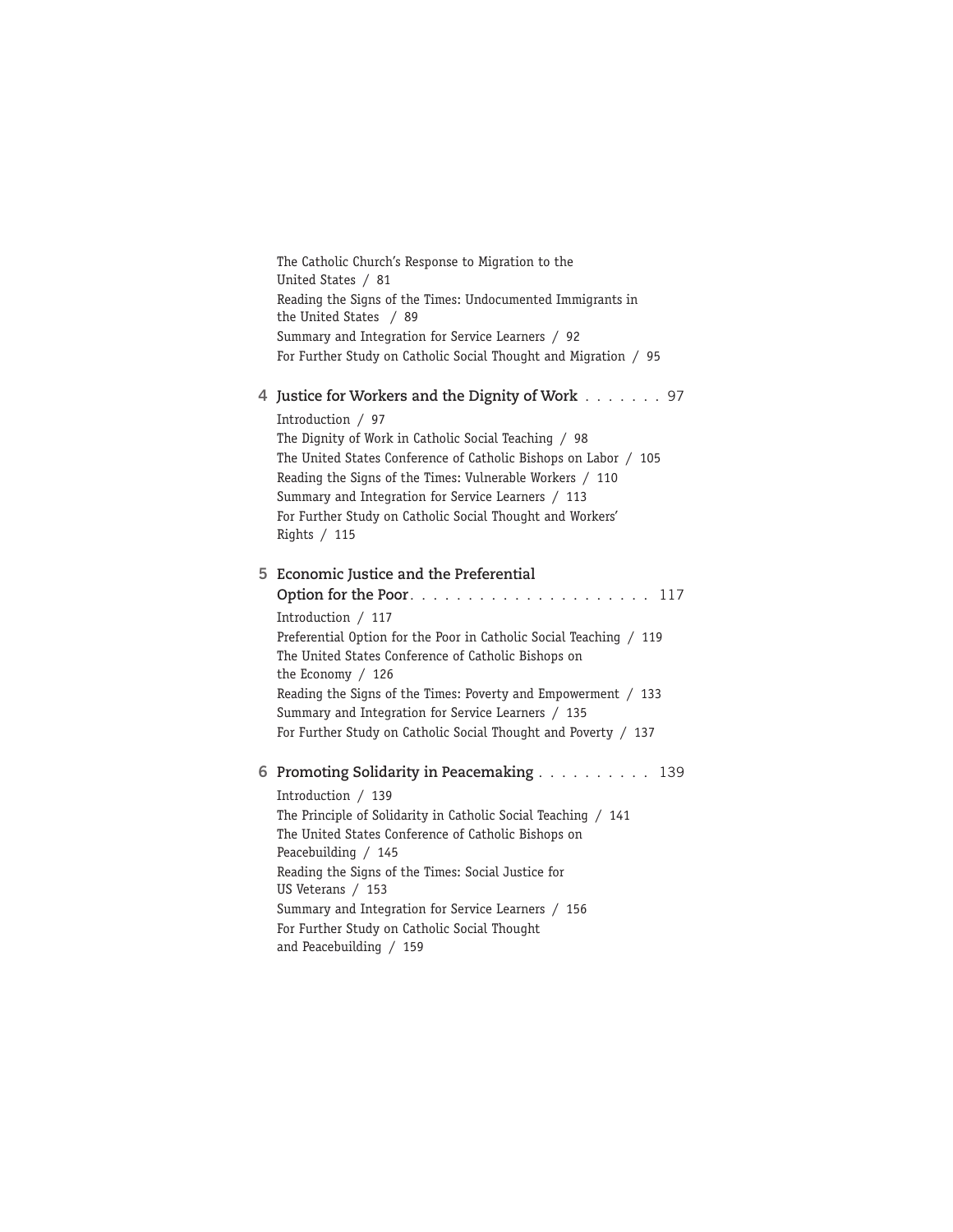The Catholic Church's Response to Migration to the United States / 81
Reading the Signs of the Times: Undocumented Immigrants in the United States / 89
Summary and Integration for Service Learners / 92
For Further Study on Catholic Social Thought and Migration / 95

**4 Justice for Workers and the Dignity of Work . . . . . . . 97**

Introduction / 97
The Dignity of Work in Catholic Social Teaching / 98
The United States Conference of Catholic Bishops on Labor / 105
Reading the Signs of the Times: Vulnerable Workers / 110
Summary and Integration for Service Learners / 113
For Further Study on Catholic Social Thought and Workers' Rights / 115

**5 Economic Justice and the Preferential Option for the Poor . . . . . . . . . . . . . . . . . . . . 117**

Introduction / 117
Preferential Option for the Poor in Catholic Social Teaching / 119
The United States Conference of Catholic Bishops on the Economy / 126
Reading the Signs of the Times: Poverty and Empowerment / 133
Summary and Integration for Service Learners / 135
For Further Study on Catholic Social Thought and Poverty / 137

**6 Promoting Solidarity in Peacemaking . . . . . . . . . . 139**

Introduction / 139
The Principle of Solidarity in Catholic Social Teaching / 141
The United States Conference of Catholic Bishops on Peacebuilding / 145
Reading the Signs of the Times: Social Justice for US Veterans / 153
Summary and Integration for Service Learners / 156
For Further Study on Catholic Social Thought and Peacebuilding / 159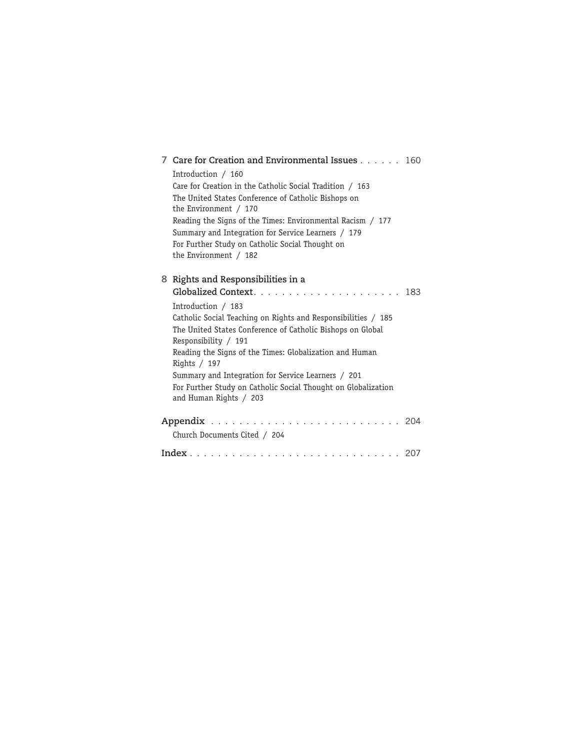**7 Care for Creation and Environmental Issues** . . . . . . 160

Introduction / 160

Care for Creation in the Catholic Social Tradition / 163

The United States Conference of Catholic Bishops on the Environment / 170

Reading the Signs of the Times: Environmental Racism / 177

Summary and Integration for Service Learners / 179

For Further Study on Catholic Social Thought on the Environment / 182

**8 Rights and Responsibilities in a Globalized Context** . . . . . . . . . . . . . . . . . . . . 183

Introduction / 183

Catholic Social Teaching on Rights and Responsibilities / 185

The United States Conference of Catholic Bishops on Global Responsibility / 191

Reading the Signs of the Times: Globalization and Human Rights / 197

Summary and Integration for Service Learners / 201

For Further Study on Catholic Social Thought on Globalization and Human Rights / 203

**Appendix** . . . . . . . . . . . . . . . . . . . . . . . . . 204

Church Documents Cited / 204

**Index** . . . . . . . . . . . . . . . . . . . . . . . . . . . . 207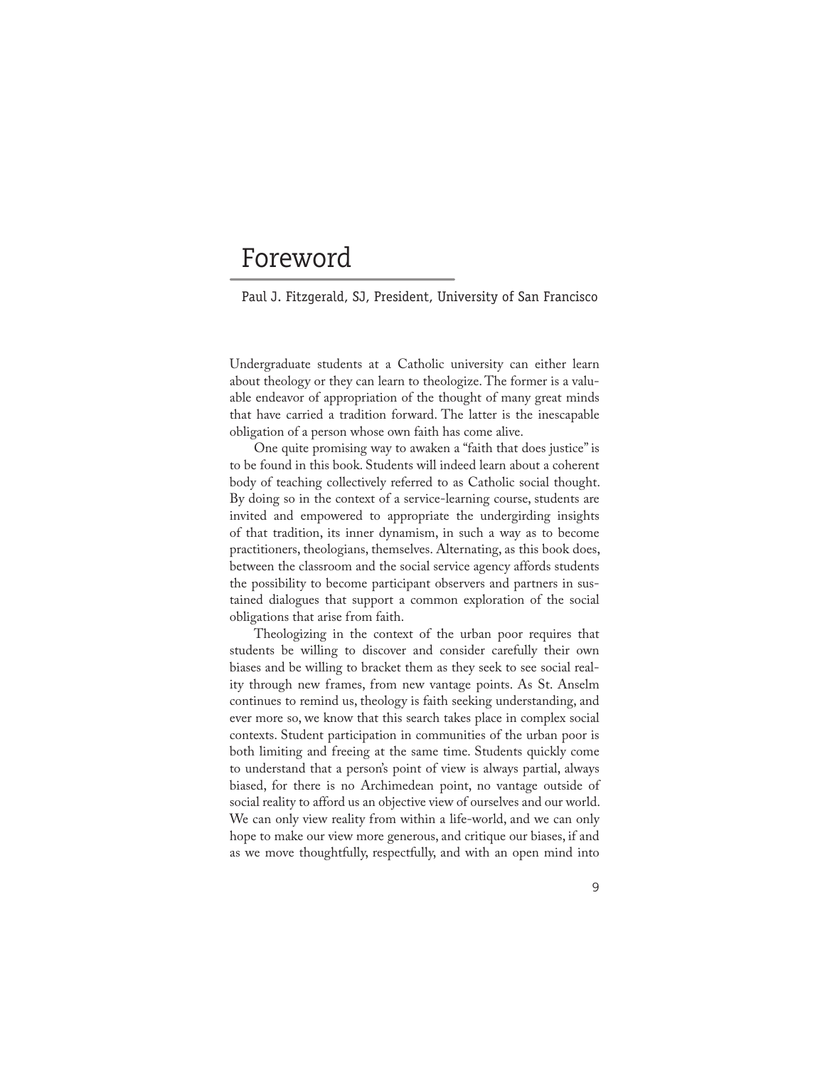# Foreword

Paul J. Fitzgerald, SJ, President, University of San Francisco

Undergraduate students at a Catholic university can either learn about theology or they can learn to theologize. The former is a valuable endeavor of appropriation of the thought of many great minds that have carried a tradition forward. The latter is the inescapable obligation of a person whose own faith has come alive.

One quite promising way to awaken a "faith that does justice" is to be found in this book. Students will indeed learn about a coherent body of teaching collectively referred to as Catholic social thought. By doing so in the context of a service-learning course, students are invited and empowered to appropriate the undergirding insights of that tradition, its inner dynamism, in such a way as to become practitioners, theologians, themselves. Alternating, as this book does, between the classroom and the social service agency affords students the possibility to become participant observers and partners in sustained dialogues that support a common exploration of the social obligations that arise from faith.

Theologizing in the context of the urban poor requires that students be willing to discover and consider carefully their own biases and be willing to bracket them as they seek to see social reality through new frames, from new vantage points. As St. Anselm continues to remind us, theology is faith seeking understanding, and ever more so, we know that this search takes place in complex social contexts. Student participation in communities of the urban poor is both limiting and freeing at the same time. Students quickly come to understand that a person's point of view is always partial, always biased, for there is no Archimedean point, no vantage outside of social reality to afford us an objective view of ourselves and our world. We can only view reality from within a life-world, and we can only hope to make our view more generous, and critique our biases, if and as we move thoughtfully, respectfully, and with an open mind into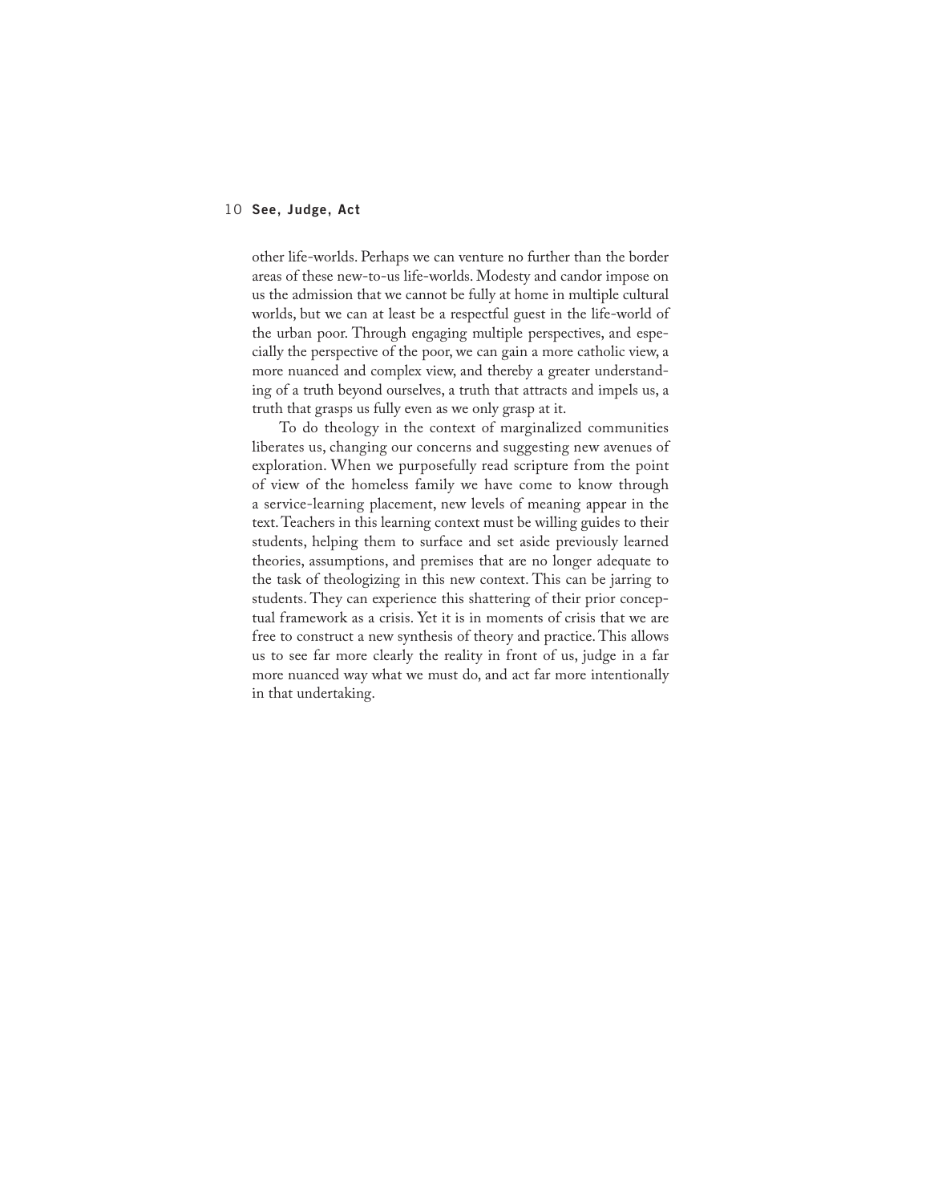other life-worlds. Perhaps we can venture no further than the border areas of these new-to-us life-worlds. Modesty and candor impose on us the admission that we cannot be fully at home in multiple cultural worlds, but we can at least be a respectful guest in the life-world of the urban poor. Through engaging multiple perspectives, and especially the perspective of the poor, we can gain a more catholic view, a more nuanced and complex view, and thereby a greater understanding of a truth beyond ourselves, a truth that attracts and impels us, a truth that grasps us fully even as we only grasp at it.

To do theology in the context of marginalized communities liberates us, changing our concerns and suggesting new avenues of exploration. When we purposefully read scripture from the point of view of the homeless family we have come to know through a service-learning placement, new levels of meaning appear in the text. Teachers in this learning context must be willing guides to their students, helping them to surface and set aside previously learned theories, assumptions, and premises that are no longer adequate to the task of theologizing in this new context. This can be jarring to students. They can experience this shattering of their prior conceptual framework as a crisis. Yet it is in moments of crisis that we are free to construct a new synthesis of theory and practice. This allows us to see far more clearly the reality in front of us, judge in a far more nuanced way what we must do, and act far more intentionally in that undertaking.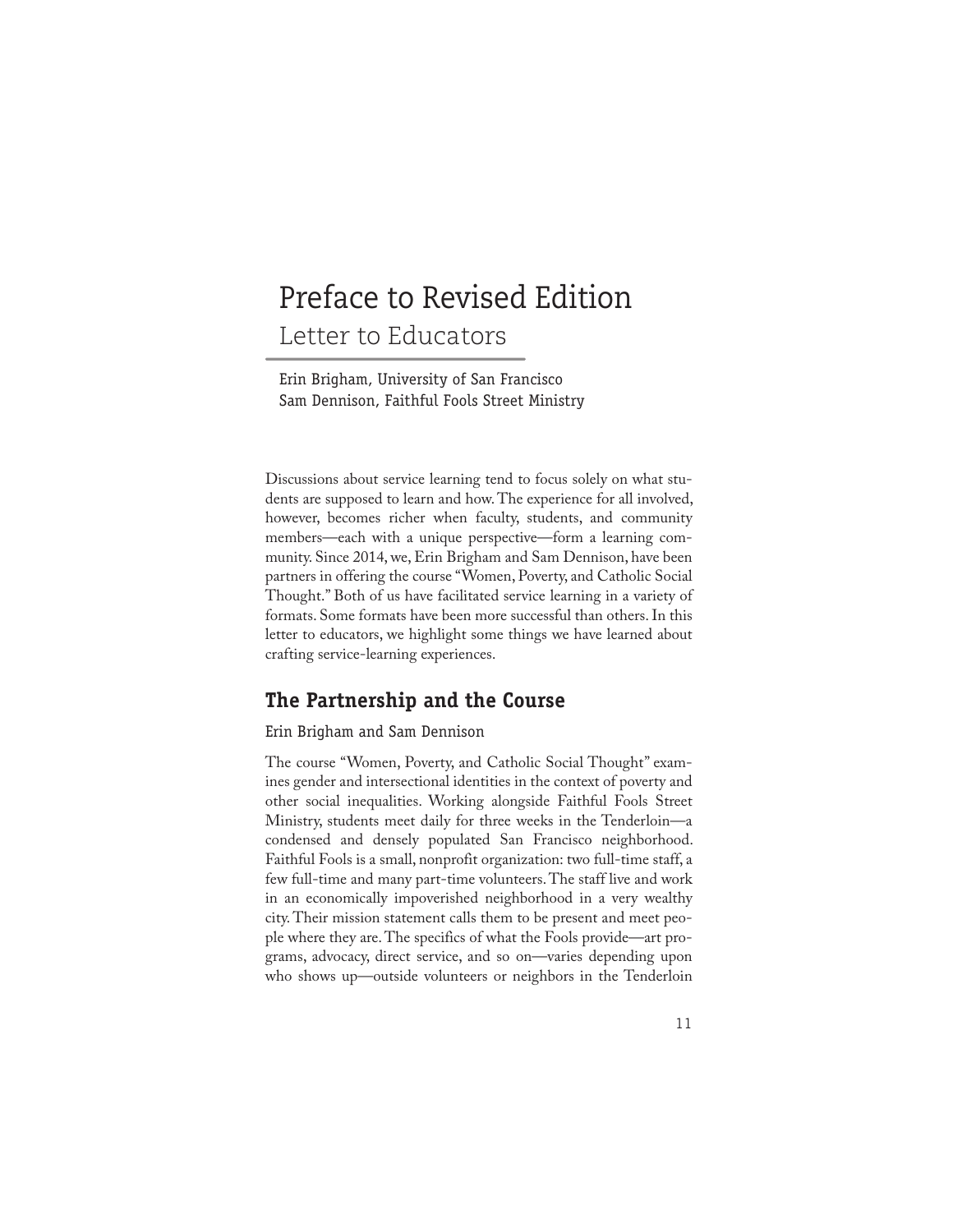# Preface to Revised Edition

## Letter to Educators

Erin Brigham, University of San Francisco
Sam Dennison, Faithful Fools Street Ministry

Discussions about service learning tend to focus solely on what students are supposed to learn and how. The experience for all involved, however, becomes richer when faculty, students, and community members—each with a unique perspective—form a learning community. Since 2014, we, Erin Brigham and Sam Dennison, have been partners in offering the course "Women, Poverty, and Catholic Social Thought." Both of us have facilitated service learning in a variety of formats. Some formats have been more successful than others. In this letter to educators, we highlight some things we have learned about crafting service-learning experiences.

### The Partnership and the Course

Erin Brigham and Sam Dennison

The course "Women, Poverty, and Catholic Social Thought" examines gender and intersectional identities in the context of poverty and other social inequalities. Working alongside Faithful Fools Street Ministry, students meet daily for three weeks in the Tenderloin—a condensed and densely populated San Francisco neighborhood. Faithful Fools is a small, nonprofit organization: two full-time staff, a few full-time and many part-time volunteers. The staff live and work in an economically impoverished neighborhood in a very wealthy city. Their mission statement calls them to be present and meet people where they are. The specifics of what the Fools provide—art programs, advocacy, direct service, and so on—varies depending upon who shows up—outside volunteers or neighbors in the Tenderloin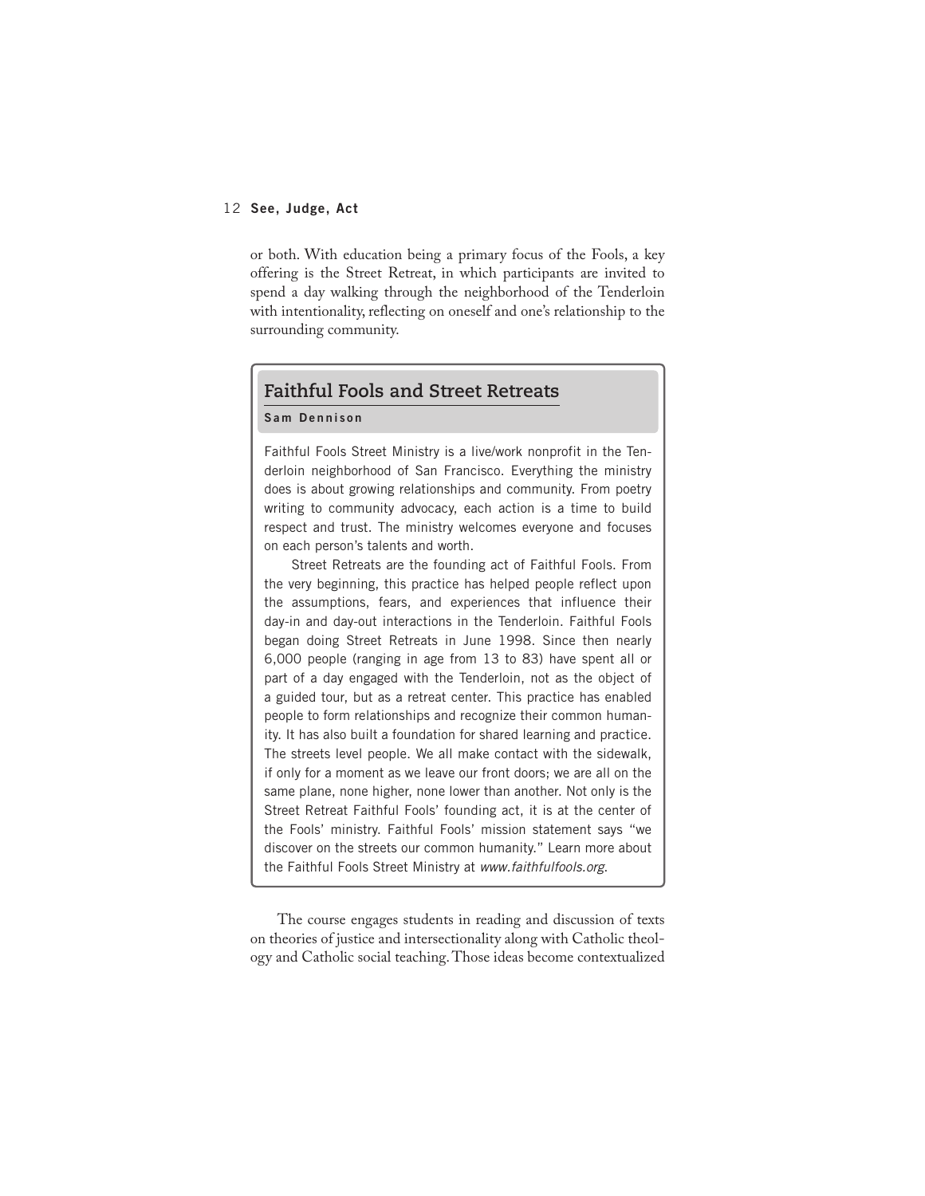or both. With education being a primary focus of the Fools, a key offering is the Street Retreat, in which participants are invited to spend a day walking through the neighborhood of the Tenderloin with intentionality, reflecting on oneself and one's relationship to the surrounding community.

## Faithful Fools and Street Retreats

**Sam Dennison**

Faithful Fools Street Ministry is a live/work nonprofit in the Tenderloin neighborhood of San Francisco. Everything the ministry does is about growing relationships and community. From poetry writing to community advocacy, each action is a time to build respect and trust. The ministry welcomes everyone and focuses on each person's talents and worth.

Street Retreats are the founding act of Faithful Fools. From the very beginning, this practice has helped people reflect upon the assumptions, fears, and experiences that influence their day-in and day-out interactions in the Tenderloin. Faithful Fools began doing Street Retreats in June 1998. Since then nearly 6,000 people (ranging in age from 13 to 83) have spent all or part of a day engaged with the Tenderloin, not as the object of a guided tour, but as a retreat center. This practice has enabled people to form relationships and recognize their common humanity. It has also built a foundation for shared learning and practice. The streets level people. We all make contact with the sidewalk, if only for a moment as we leave our front doors; we are all on the same plane, none higher, none lower than another. Not only is the Street Retreat Faithful Fools' founding act, it is at the center of the Fools' ministry. Faithful Fools' mission statement says "we discover on the streets our common humanity." Learn more about the Faithful Fools Street Ministry at *www.faithfulfools.org*.

The course engages students in reading and discussion of texts on theories of justice and intersectionality along with Catholic theology and Catholic social teaching. Those ideas become contextualized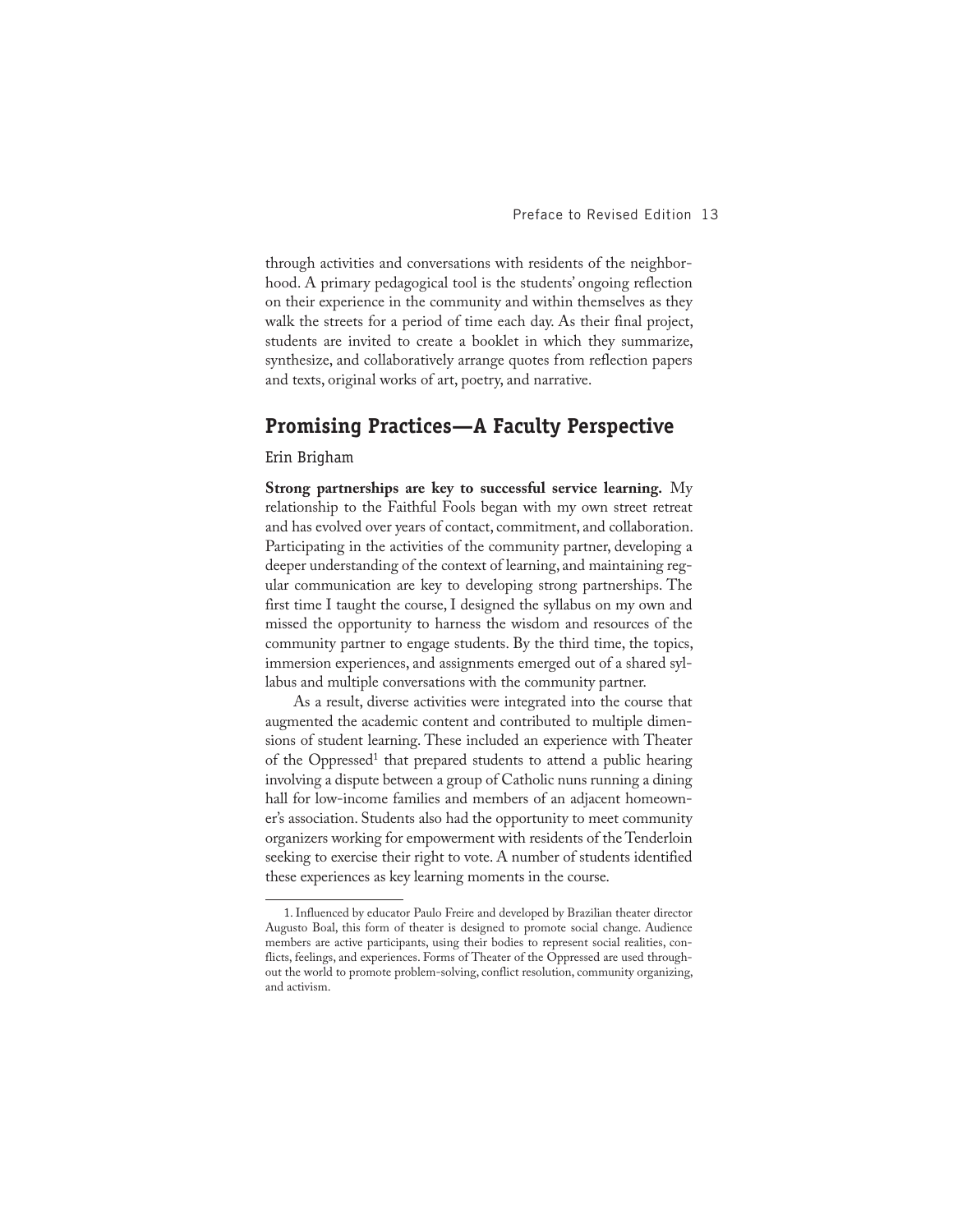through activities and conversations with residents of the neighborhood. A primary pedagogical tool is the students' ongoing reflection on their experience in the community and within themselves as they walk the streets for a period of time each day. As their final project, students are invited to create a booklet in which they summarize, synthesize, and collaboratively arrange quotes from reflection papers and texts, original works of art, poetry, and narrative.

## Promising Practices—A Faculty Perspective

Erin Brigham

**Strong partnerships are key to successful service learning.** My relationship to the Faithful Fools began with my own street retreat and has evolved over years of contact, commitment, and collaboration. Participating in the activities of the community partner, developing a deeper understanding of the context of learning, and maintaining regular communication are key to developing strong partnerships. The first time I taught the course, I designed the syllabus on my own and missed the opportunity to harness the wisdom and resources of the community partner to engage students. By the third time, the topics, immersion experiences, and assignments emerged out of a shared syllabus and multiple conversations with the community partner.

As a result, diverse activities were integrated into the course that augmented the academic content and contributed to multiple dimensions of student learning. These included an experience with Theater of the Oppressed[1] that prepared students to attend a public hearing involving a dispute between a group of Catholic nuns running a dining hall for low-income families and members of an adjacent homeowner's association. Students also had the opportunity to meet community organizers working for empowerment with residents of the Tenderloin seeking to exercise their right to vote. A number of students identified these experiences as key learning moments in the course.

1. Influenced by educator Paulo Freire and developed by Brazilian theater director Augusto Boal, this form of theater is designed to promote social change. Audience members are active participants, using their bodies to represent social realities, conflicts, feelings, and experiences. Forms of Theater of the Oppressed are used throughout the world to promote problem-solving, conflict resolution, community organizing, and activism.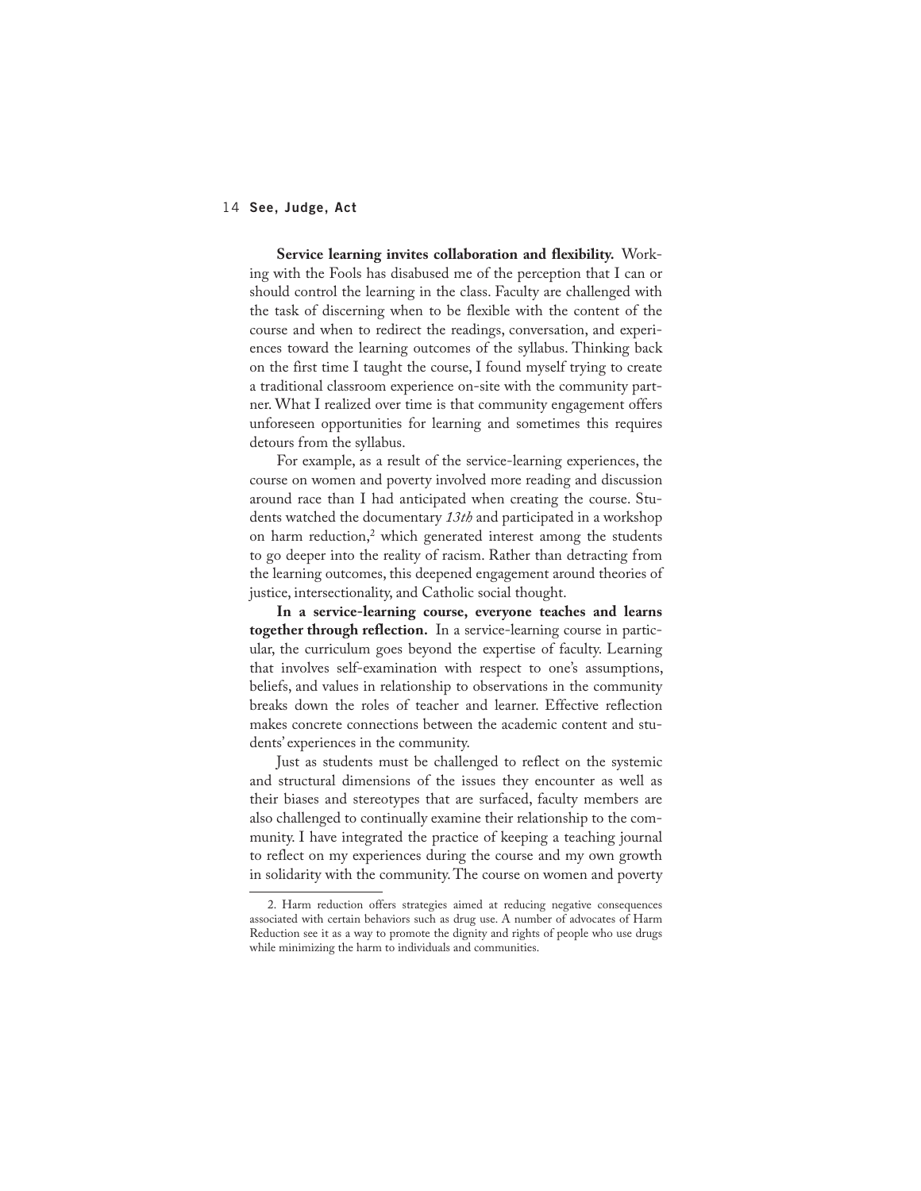**Service learning invites collaboration and flexibility.** Working with the Fools has disabused me of the perception that I can or should control the learning in the class. Faculty are challenged with the task of discerning when to be flexible with the content of the course and when to redirect the readings, conversation, and experiences toward the learning outcomes of the syllabus. Thinking back on the first time I taught the course, I found myself trying to create a traditional classroom experience on-site with the community partner. What I realized over time is that community engagement offers unforeseen opportunities for learning and sometimes this requires detours from the syllabus.

For example, as a result of the service-learning experiences, the course on women and poverty involved more reading and discussion around race than I had anticipated when creating the course. Students watched the documentary *13th* and participated in a workshop on harm reduction,[2] which generated interest among the students to go deeper into the reality of racism. Rather than detracting from the learning outcomes, this deepened engagement around theories of justice, intersectionality, and Catholic social thought.

**In a service-learning course, everyone teaches and learns together through reflection.** In a service-learning course in particular, the curriculum goes beyond the expertise of faculty. Learning that involves self-examination with respect to one's assumptions, beliefs, and values in relationship to observations in the community breaks down the roles of teacher and learner. Effective reflection makes concrete connections between the academic content and students' experiences in the community.

Just as students must be challenged to reflect on the systemic and structural dimensions of the issues they encounter as well as their biases and stereotypes that are surfaced, faculty members are also challenged to continually examine their relationship to the community. I have integrated the practice of keeping a teaching journal to reflect on my experiences during the course and my own growth in solidarity with the community. The course on women and poverty

---

2. Harm reduction offers strategies aimed at reducing negative consequences associated with certain behaviors such as drug use. A number of advocates of Harm Reduction see it as a way to promote the dignity and rights of people who use drugs while minimizing the harm to individuals and communities.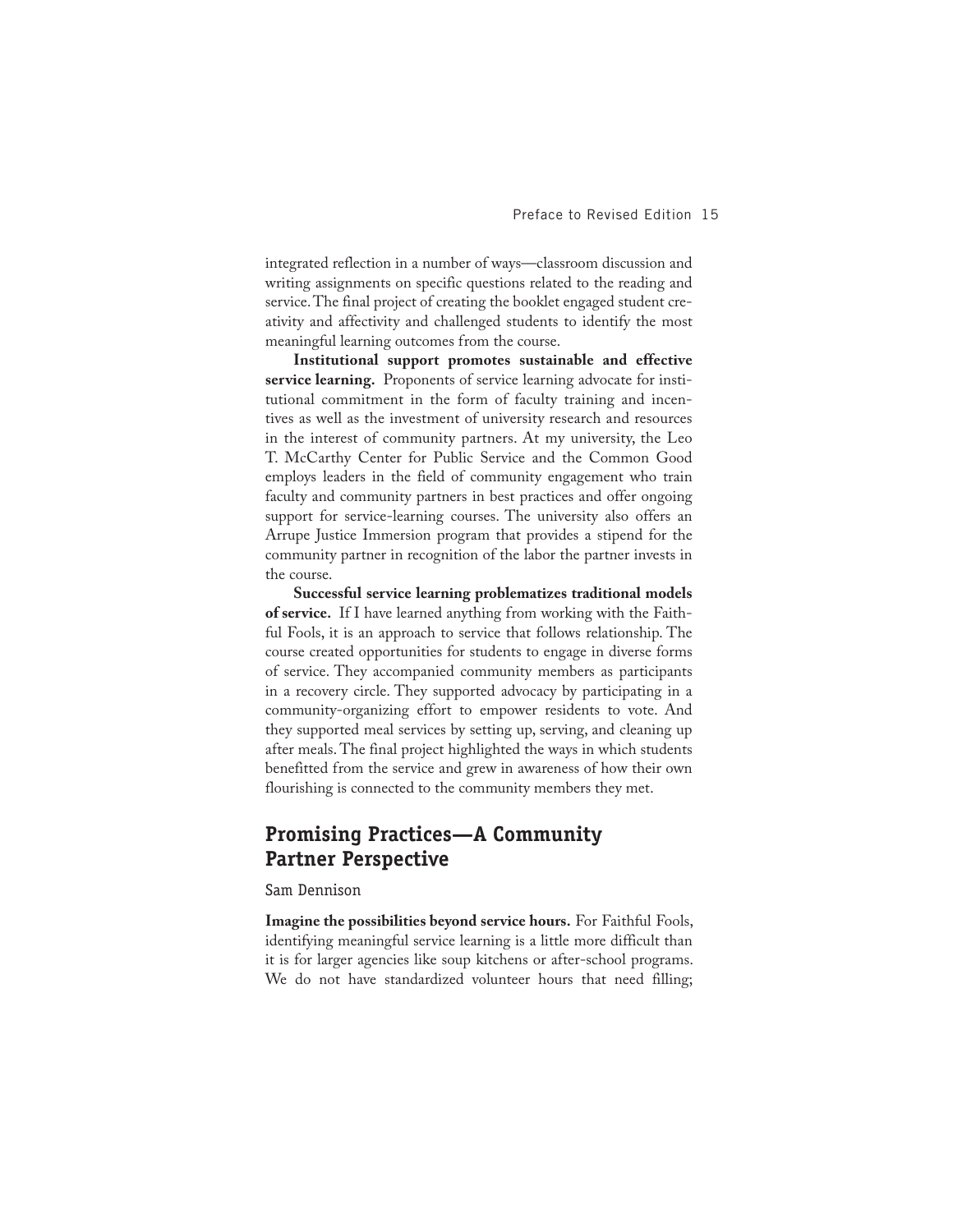integrated reflection in a number of ways—classroom discussion and writing assignments on specific questions related to the reading and service. The final project of creating the booklet engaged student creativity and affectivity and challenged students to identify the most meaningful learning outcomes from the course.

**Institutional support promotes sustainable and effective service learning.** Proponents of service learning advocate for institutional commitment in the form of faculty training and incentives as well as the investment of university research and resources in the interest of community partners. At my university, the Leo T. McCarthy Center for Public Service and the Common Good employs leaders in the field of community engagement who train faculty and community partners in best practices and offer ongoing support for service-learning courses. The university also offers an Arrupe Justice Immersion program that provides a stipend for the community partner in recognition of the labor the partner invests in the course.

**Successful service learning problematizes traditional models of service.** If I have learned anything from working with the Faithful Fools, it is an approach to service that follows relationship. The course created opportunities for students to engage in diverse forms of service. They accompanied community members as participants in a recovery circle. They supported advocacy by participating in a community-organizing effort to empower residents to vote. And they supported meal services by setting up, serving, and cleaning up after meals. The final project highlighted the ways in which students benefitted from the service and grew in awareness of how their own flourishing is connected to the community members they met.

## Promising Practices—A Community Partner Perspective

Sam Dennison

**Imagine the possibilities beyond service hours.** For Faithful Fools, identifying meaningful service learning is a little more difficult than it is for larger agencies like soup kitchens or after-school programs. We do not have standardized volunteer hours that need filling;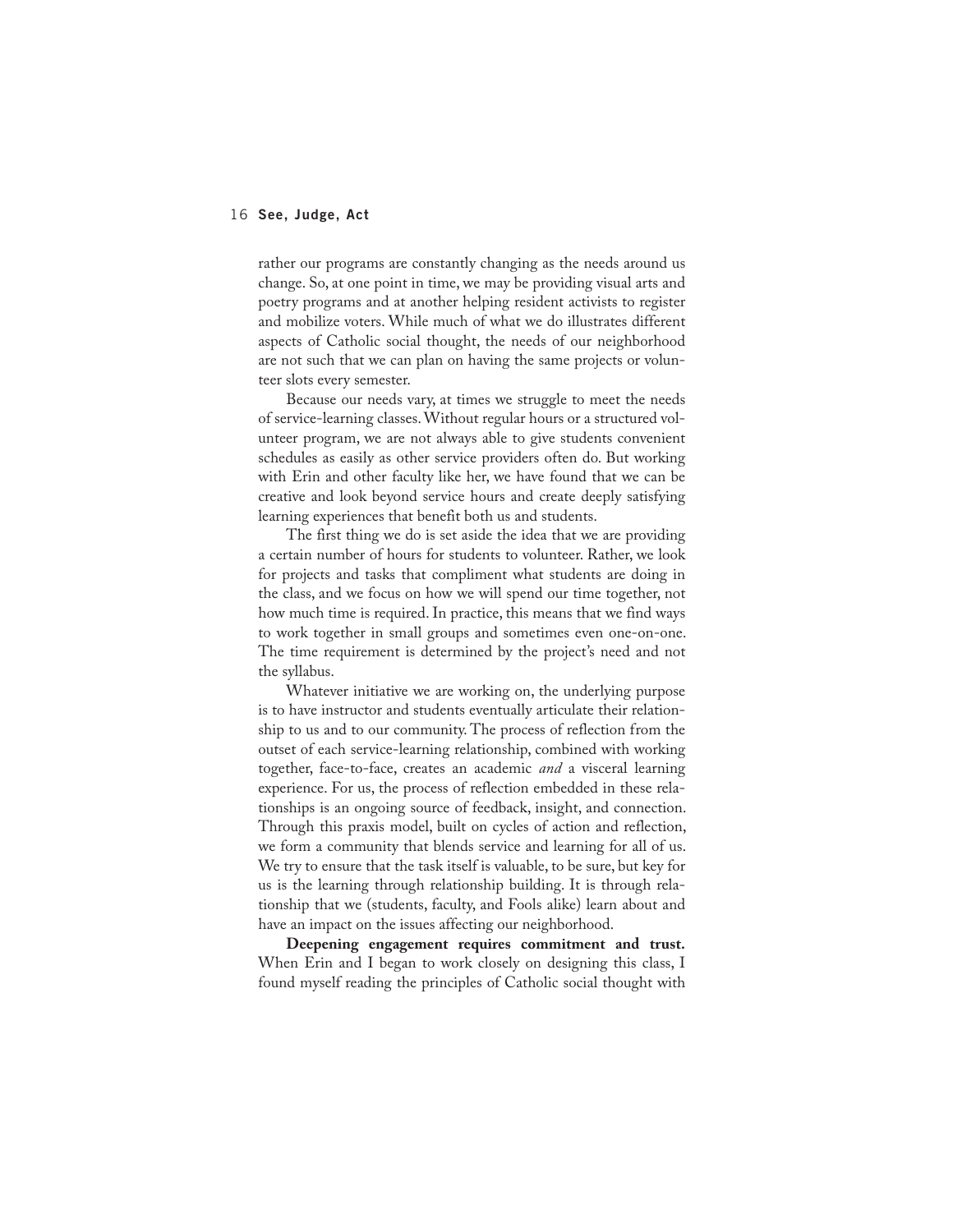rather our programs are constantly changing as the needs around us change. So, at one point in time, we may be providing visual arts and poetry programs and at another helping resident activists to register and mobilize voters. While much of what we do illustrates different aspects of Catholic social thought, the needs of our neighborhood are not such that we can plan on having the same projects or volunteer slots every semester.

Because our needs vary, at times we struggle to meet the needs of service-learning classes. Without regular hours or a structured volunteer program, we are not always able to give students convenient schedules as easily as other service providers often do. But working with Erin and other faculty like her, we have found that we can be creative and look beyond service hours and create deeply satisfying learning experiences that benefit both us and students.

The first thing we do is set aside the idea that we are providing a certain number of hours for students to volunteer. Rather, we look for projects and tasks that compliment what students are doing in the class, and we focus on how we will spend our time together, not how much time is required. In practice, this means that we find ways to work together in small groups and sometimes even one-on-one. The time requirement is determined by the project's need and not the syllabus.

Whatever initiative we are working on, the underlying purpose is to have instructor and students eventually articulate their relationship to us and to our community. The process of reflection from the outset of each service-learning relationship, combined with working together, face-to-face, creates an academic *and* a visceral learning experience. For us, the process of reflection embedded in these relationships is an ongoing source of feedback, insight, and connection. Through this praxis model, built on cycles of action and reflection, we form a community that blends service and learning for all of us. We try to ensure that the task itself is valuable, to be sure, but key for us is the learning through relationship building. It is through relationship that we (students, faculty, and Fools alike) learn about and have an impact on the issues affecting our neighborhood.

**Deepening engagement requires commitment and trust.** When Erin and I began to work closely on designing this class, I found myself reading the principles of Catholic social thought with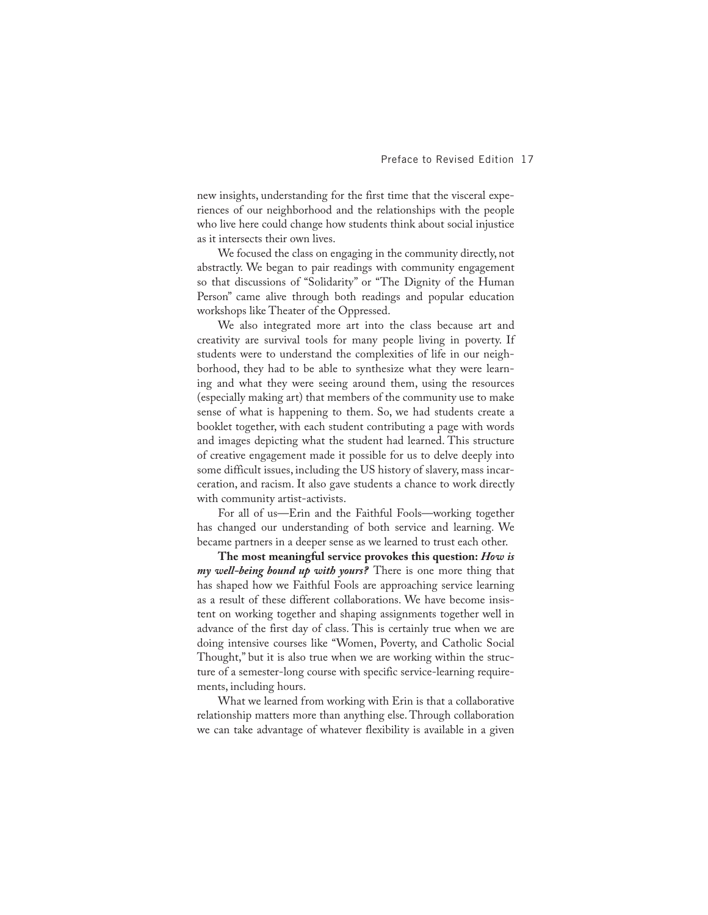new insights, understanding for the first time that the visceral experiences of our neighborhood and the relationships with the people who live here could change how students think about social injustice as it intersects their own lives.

We focused the class on engaging in the community directly, not abstractly. We began to pair readings with community engagement so that discussions of "Solidarity" or "The Dignity of the Human Person" came alive through both readings and popular education workshops like Theater of the Oppressed.

We also integrated more art into the class because art and creativity are survival tools for many people living in poverty. If students were to understand the complexities of life in our neighborhood, they had to be able to synthesize what they were learning and what they were seeing around them, using the resources (especially making art) that members of the community use to make sense of what is happening to them. So, we had students create a booklet together, with each student contributing a page with words and images depicting what the student had learned. This structure of creative engagement made it possible for us to delve deeply into some difficult issues, including the US history of slavery, mass incarceration, and racism. It also gave students a chance to work directly with community artist-activists.

For all of us—Erin and the Faithful Fools—working together has changed our understanding of both service and learning. We became partners in a deeper sense as we learned to trust each other.

**The most meaningful service provokes this question: *How is my well-being bound up with yours?*** There is one more thing that has shaped how we Faithful Fools are approaching service learning as a result of these different collaborations. We have become insistent on working together and shaping assignments together well in advance of the first day of class. This is certainly true when we are doing intensive courses like "Women, Poverty, and Catholic Social Thought," but it is also true when we are working within the structure of a semester-long course with specific service-learning requirements, including hours.

What we learned from working with Erin is that a collaborative relationship matters more than anything else. Through collaboration we can take advantage of whatever flexibility is available in a given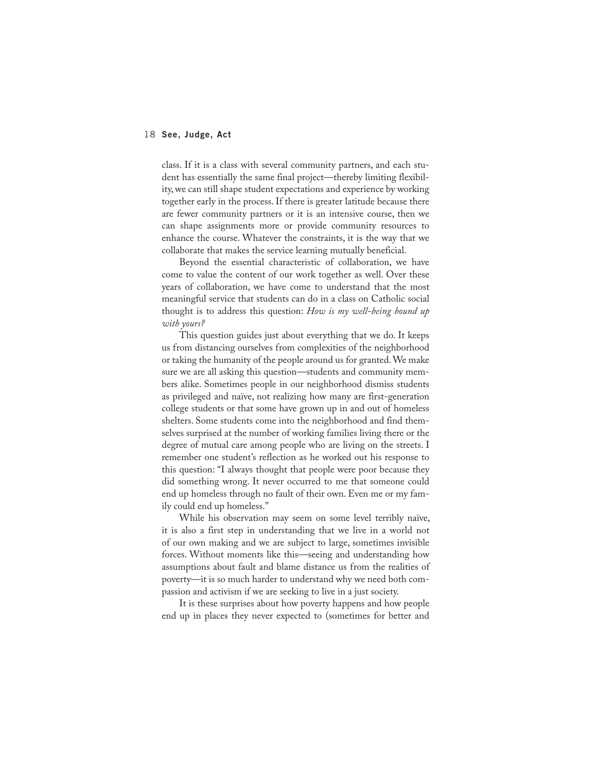class. If it is a class with several community partners, and each student has essentially the same final project—thereby limiting flexibility, we can still shape student expectations and experience by working together early in the process. If there is greater latitude because there are fewer community partners or it is an intensive course, then we can shape assignments more or provide community resources to enhance the course. Whatever the constraints, it is the way that we collaborate that makes the service learning mutually beneficial.

Beyond the essential characteristic of collaboration, we have come to value the content of our work together as well. Over these years of collaboration, we have come to understand that the most meaningful service that students can do in a class on Catholic social thought is to address this question: *How is my well-being bound up with yours?*

This question guides just about everything that we do. It keeps us from distancing ourselves from complexities of the neighborhood or taking the humanity of the people around us for granted. We make sure we are all asking this question—students and community members alike. Sometimes people in our neighborhood dismiss students as privileged and naïve, not realizing how many are first-generation college students or that some have grown up in and out of homeless shelters. Some students come into the neighborhood and find themselves surprised at the number of working families living there or the degree of mutual care among people who are living on the streets. I remember one student's reflection as he worked out his response to this question: "I always thought that people were poor because they did something wrong. It never occurred to me that someone could end up homeless through no fault of their own. Even me or my family could end up homeless."

While his observation may seem on some level terribly naïve, it is also a first step in understanding that we live in a world not of our own making and we are subject to large, sometimes invisible forces. Without moments like this—seeing and understanding how assumptions about fault and blame distance us from the realities of poverty—it is so much harder to understand why we need both compassion and activism if we are seeking to live in a just society.

It is these surprises about how poverty happens and how people end up in places they never expected to (sometimes for better and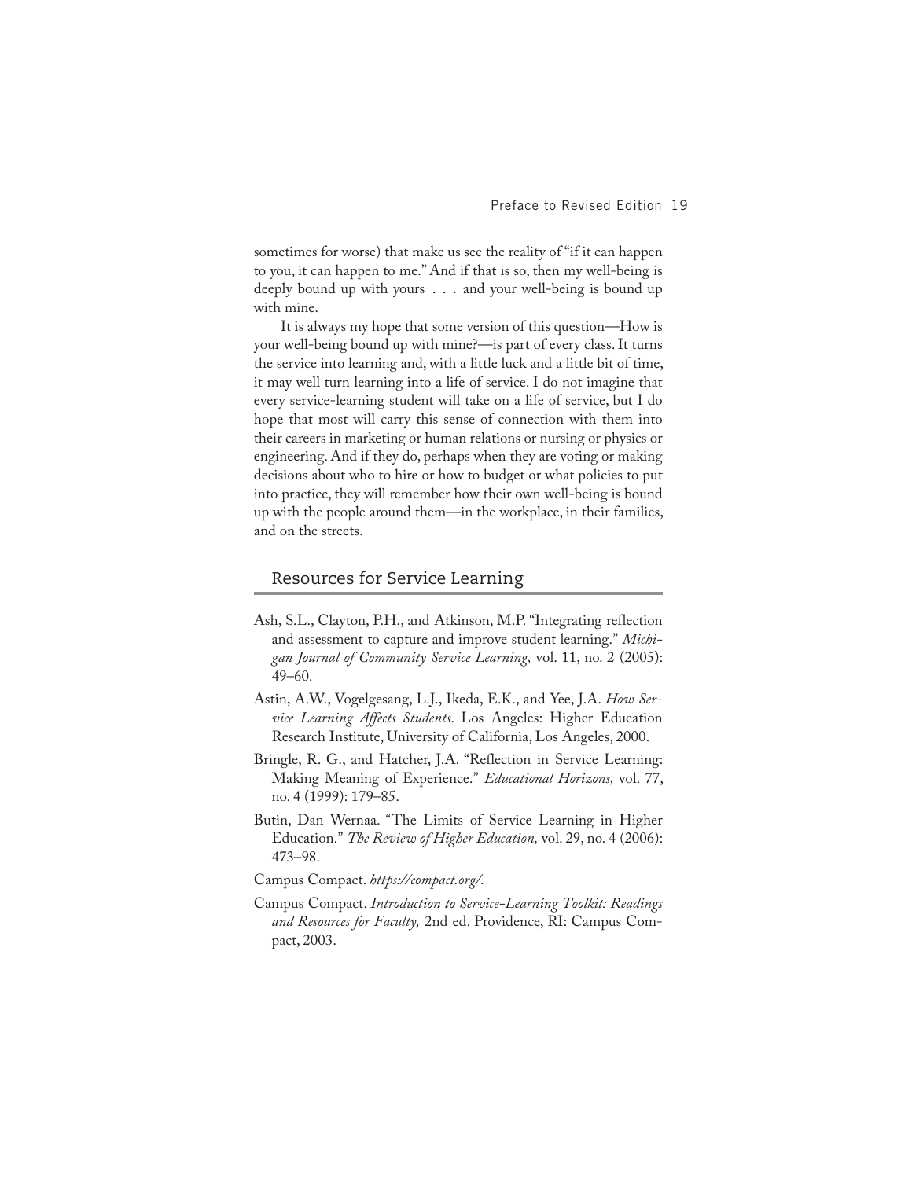sometimes for worse) that make us see the reality of "if it can happen to you, it can happen to me." And if that is so, then my well-being is deeply bound up with yours . . . and your well-being is bound up with mine.

It is always my hope that some version of this question—How is your well-being bound up with mine?—is part of every class. It turns the service into learning and, with a little luck and a little bit of time, it may well turn learning into a life of service. I do not imagine that every service-learning student will take on a life of service, but I do hope that most will carry this sense of connection with them into their careers in marketing or human relations or nursing or physics or engineering. And if they do, perhaps when they are voting or making decisions about who to hire or how to budget or what policies to put into practice, they will remember how their own well-being is bound up with the people around them—in the workplace, in their families, and on the streets.

## Resources for Service Learning

Ash, S.L., Clayton, P.H., and Atkinson, M.P. "Integrating reflection and assessment to capture and improve student learning." *Michigan Journal of Community Service Learning,* vol. 11, no. 2 (2005): 49–60.

Astin, A.W., Vogelgesang, L.J., Ikeda, E.K., and Yee, J.A. *How Service Learning Affects Students*. Los Angeles: Higher Education Research Institute, University of California, Los Angeles, 2000.

Bringle, R. G., and Hatcher, J.A. "Reflection in Service Learning: Making Meaning of Experience." *Educational Horizons,* vol. 77, no. 4 (1999): 179–85.

Butin, Dan Wernaa. "The Limits of Service Learning in Higher Education." *The Review of Higher Education,* vol. 29, no. 4 (2006): 473–98.

Campus Compact. *https://compact.org/.*

Campus Compact. *Introduction to Service-Learning Toolkit: Readings and Resources for Faculty,* 2nd ed. Providence, RI: Campus Compact, 2003.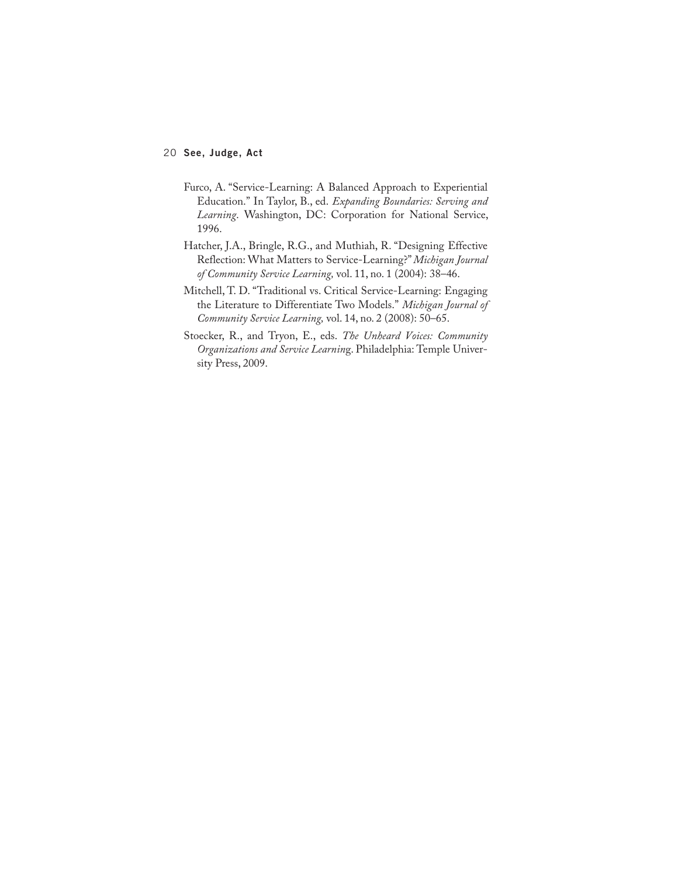Furco, A. "Service-Learning: A Balanced Approach to Experiential Education." In Taylor, B., ed. *Expanding Boundaries: Serving and Learning*. Washington, DC: Corporation for National Service, 1996.

Hatcher, J.A., Bringle, R.G., and Muthiah, R. "Designing Effective Reflection: What Matters to Service-Learning?" *Michigan Journal of Community Service Learning,* vol. 11, no. 1 (2004): 38–46.

Mitchell, T. D. "Traditional vs. Critical Service-Learning: Engaging the Literature to Differentiate Two Models." *Michigan Journal of Community Service Learning,* vol. 14, no. 2 (2008): 50–65.

Stoecker, R., and Tryon, E., eds. *The Unheard Voices: Community Organizations and Service Learning*. Philadelphia: Temple University Press, 2009.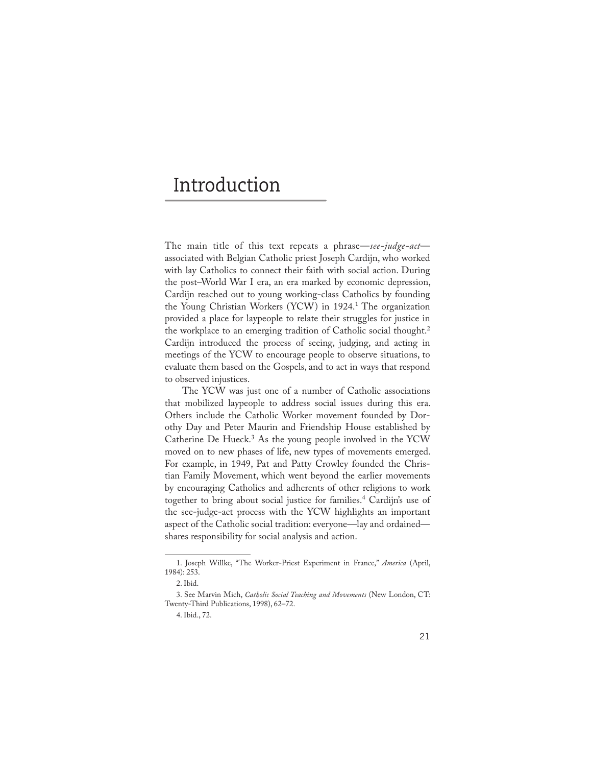# Introduction

The main title of this text repeats a phrase—*see-judge-act*—associated with Belgian Catholic priest Joseph Cardijn, who worked with lay Catholics to connect their faith with social action. During the post–World War I era, an era marked by economic depression, Cardijn reached out to young working-class Catholics by founding the Young Christian Workers (YCW) in 1924.[1] The organization provided a place for laypeople to relate their struggles for justice in the workplace to an emerging tradition of Catholic social thought.[2] Cardijn introduced the process of seeing, judging, and acting in meetings of the YCW to encourage people to observe situations, to evaluate them based on the Gospels, and to act in ways that respond to observed injustices.

The YCW was just one of a number of Catholic associations that mobilized laypeople to address social issues during this era. Others include the Catholic Worker movement founded by Dorothy Day and Peter Maurin and Friendship House established by Catherine De Hueck.[3] As the young people involved in the YCW moved on to new phases of life, new types of movements emerged. For example, in 1949, Pat and Patty Crowley founded the Christian Family Movement, which went beyond the earlier movements by encouraging Catholics and adherents of other religions to work together to bring about social justice for families.[4] Cardijn's use of the see-judge-act process with the YCW highlights an important aspect of the Catholic social tradition: everyone—lay and ordained—shares responsibility for social analysis and action.

---

1. Joseph Willke, "The Worker-Priest Experiment in France," *America* (April, 1984): 253.

2. Ibid.

3. See Marvin Mich, *Catholic Social Teaching and Movements* (New London, CT: Twenty-Third Publications, 1998), 62–72.

4. Ibid., 72.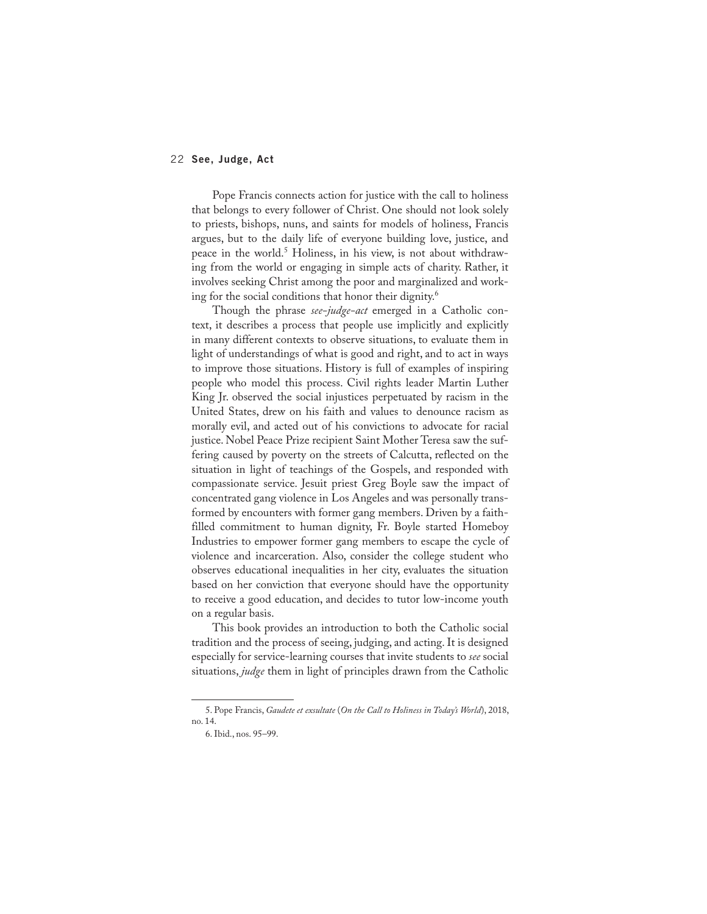Pope Francis connects action for justice with the call to holiness that belongs to every follower of Christ. One should not look solely to priests, bishops, nuns, and saints for models of holiness, Francis argues, but to the daily life of everyone building love, justice, and peace in the world.[5] Holiness, in his view, is not about withdrawing from the world or engaging in simple acts of charity. Rather, it involves seeking Christ among the poor and marginalized and working for the social conditions that honor their dignity.[6]

Though the phrase *see-judge-act* emerged in a Catholic context, it describes a process that people use implicitly and explicitly in many different contexts to observe situations, to evaluate them in light of understandings of what is good and right, and to act in ways to improve those situations. History is full of examples of inspiring people who model this process. Civil rights leader Martin Luther King Jr. observed the social injustices perpetuated by racism in the United States, drew on his faith and values to denounce racism as morally evil, and acted out of his convictions to advocate for racial justice. Nobel Peace Prize recipient Saint Mother Teresa saw the suffering caused by poverty on the streets of Calcutta, reflected on the situation in light of teachings of the Gospels, and responded with compassionate service. Jesuit priest Greg Boyle saw the impact of concentrated gang violence in Los Angeles and was personally transformed by encounters with former gang members. Driven by a faith-filled commitment to human dignity, Fr. Boyle started Homeboy Industries to empower former gang members to escape the cycle of violence and incarceration. Also, consider the college student who observes educational inequalities in her city, evaluates the situation based on her conviction that everyone should have the opportunity to receive a good education, and decides to tutor low-income youth on a regular basis.

This book provides an introduction to both the Catholic social tradition and the process of seeing, judging, and acting. It is designed especially for service-learning courses that invite students to *see* social situations, *judge* them in light of principles drawn from the Catholic

---

5. Pope Francis, *Gaudete et exsultate* (*On the Call to Holiness in Today's World*), 2018, no. 14.

6. Ibid., nos. 95–99.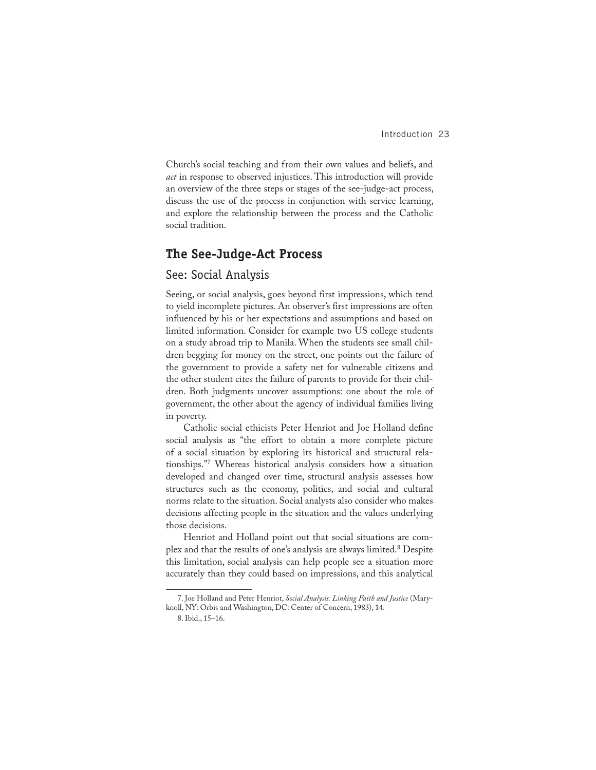Church's social teaching and from their own values and beliefs, and *act* in response to observed injustices. This introduction will provide an overview of the three steps or stages of the see-judge-act process, discuss the use of the process in conjunction with service learning, and explore the relationship between the process and the Catholic social tradition.

## The See-Judge-Act Process

### See: Social Analysis

Seeing, or social analysis, goes beyond first impressions, which tend to yield incomplete pictures. An observer's first impressions are often influenced by his or her expectations and assumptions and based on limited information. Consider for example two US college students on a study abroad trip to Manila. When the students see small children begging for money on the street, one points out the failure of the government to provide a safety net for vulnerable citizens and the other student cites the failure of parents to provide for their children. Both judgments uncover assumptions: one about the role of government, the other about the agency of individual families living in poverty.

Catholic social ethicists Peter Henriot and Joe Holland define social analysis as "the effort to obtain a more complete picture of a social situation by exploring its historical and structural relationships."[7] Whereas historical analysis considers how a situation developed and changed over time, structural analysis assesses how structures such as the economy, politics, and social and cultural norms relate to the situation. Social analysts also consider who makes decisions affecting people in the situation and the values underlying those decisions.

Henriot and Holland point out that social situations are complex and that the results of one's analysis are always limited.[8] Despite this limitation, social analysis can help people see a situation more accurately than they could based on impressions, and this analytical

---

7. Joe Holland and Peter Henriot, *Social Analysis: Linking Faith and Justice* (Maryknoll, NY: Orbis and Washington, DC: Center of Concern, 1983), 14.

8. Ibid., 15–16.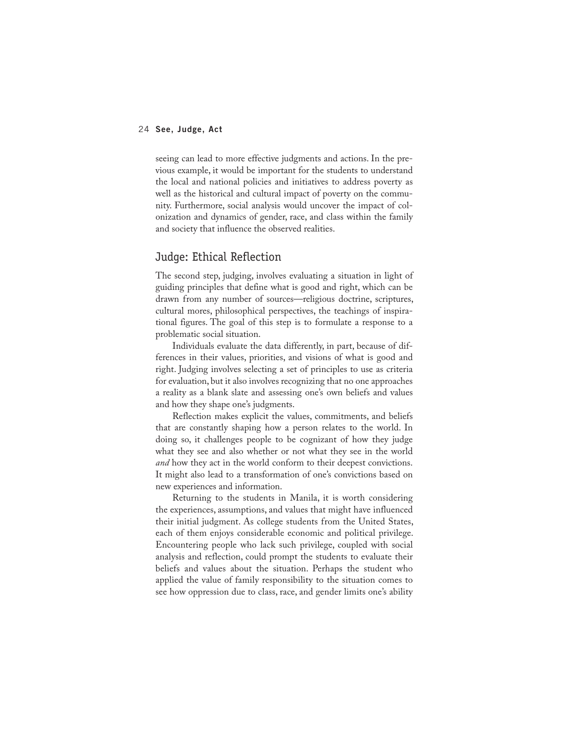seeing can lead to more effective judgments and actions. In the previous example, it would be important for the students to understand the local and national policies and initiatives to address poverty as well as the historical and cultural impact of poverty on the community. Furthermore, social analysis would uncover the impact of colonization and dynamics of gender, race, and class within the family and society that influence the observed realities.

## Judge: Ethical Reflection

The second step, judging, involves evaluating a situation in light of guiding principles that define what is good and right, which can be drawn from any number of sources—religious doctrine, scriptures, cultural mores, philosophical perspectives, the teachings of inspirational figures. The goal of this step is to formulate a response to a problematic social situation.

Individuals evaluate the data differently, in part, because of differences in their values, priorities, and visions of what is good and right. Judging involves selecting a set of principles to use as criteria for evaluation, but it also involves recognizing that no one approaches a reality as a blank slate and assessing one's own beliefs and values and how they shape one's judgments.

Reflection makes explicit the values, commitments, and beliefs that are constantly shaping how a person relates to the world. In doing so, it challenges people to be cognizant of how they judge what they see and also whether or not what they see in the world *and* how they act in the world conform to their deepest convictions. It might also lead to a transformation of one's convictions based on new experiences and information.

Returning to the students in Manila, it is worth considering the experiences, assumptions, and values that might have influenced their initial judgment. As college students from the United States, each of them enjoys considerable economic and political privilege. Encountering people who lack such privilege, coupled with social analysis and reflection, could prompt the students to evaluate their beliefs and values about the situation. Perhaps the student who applied the value of family responsibility to the situation comes to see how oppression due to class, race, and gender limits one's ability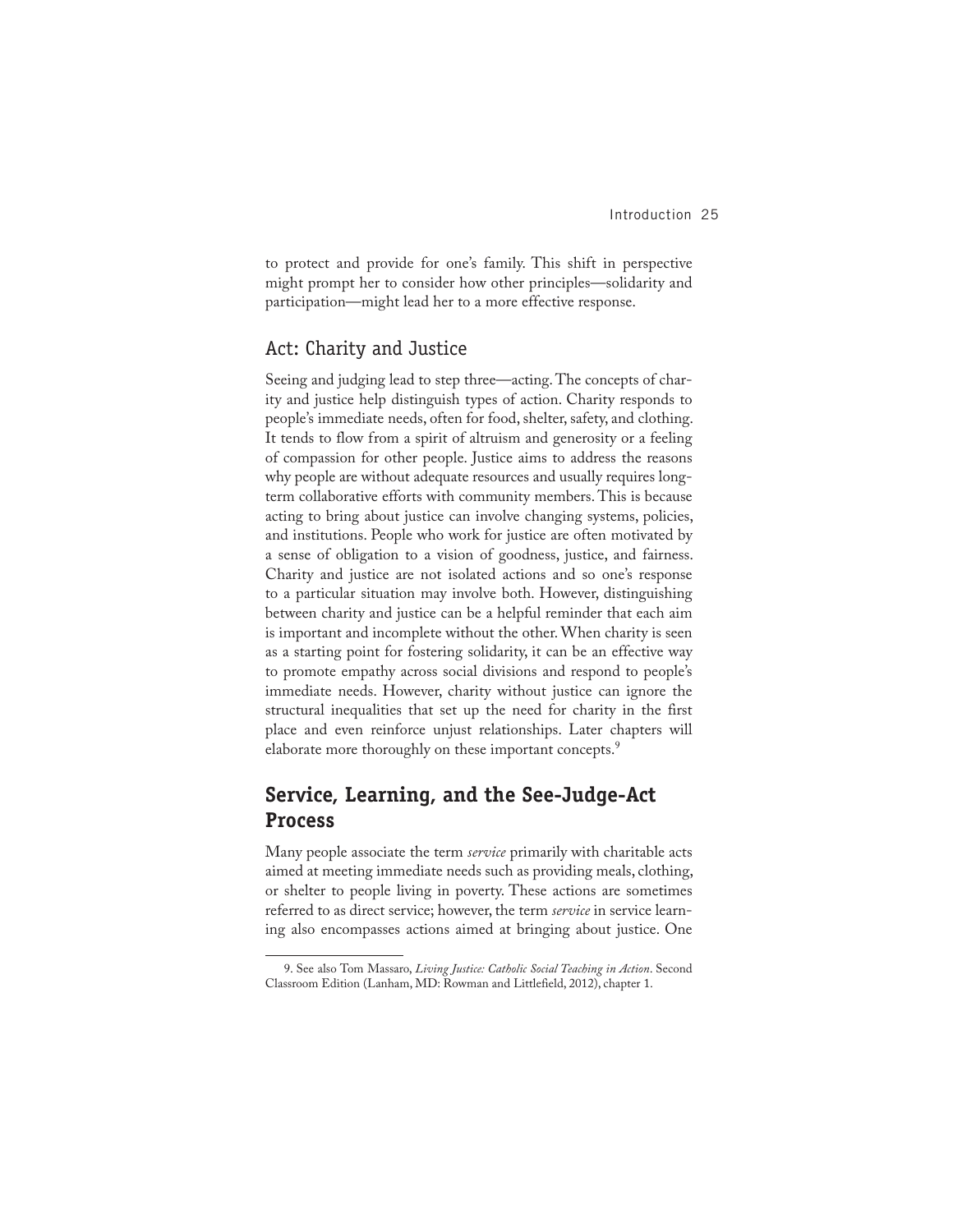to protect and provide for one's family. This shift in perspective might prompt her to consider how other principles—solidarity and participation—might lead her to a more effective response.

### Act: Charity and Justice

Seeing and judging lead to step three—acting. The concepts of charity and justice help distinguish types of action. Charity responds to people's immediate needs, often for food, shelter, safety, and clothing. It tends to flow from a spirit of altruism and generosity or a feeling of compassion for other people. Justice aims to address the reasons why people are without adequate resources and usually requires long-term collaborative efforts with community members. This is because acting to bring about justice can involve changing systems, policies, and institutions. People who work for justice are often motivated by a sense of obligation to a vision of goodness, justice, and fairness. Charity and justice are not isolated actions and so one's response to a particular situation may involve both. However, distinguishing between charity and justice can be a helpful reminder that each aim is important and incomplete without the other. When charity is seen as a starting point for fostering solidarity, it can be an effective way to promote empathy across social divisions and respond to people's immediate needs. However, charity without justice can ignore the structural inequalities that set up the need for charity in the first place and even reinforce unjust relationships. Later chapters will elaborate more thoroughly on these important concepts.[9]

## Service, Learning, and the See-Judge-Act Process

Many people associate the term *service* primarily with charitable acts aimed at meeting immediate needs such as providing meals, clothing, or shelter to people living in poverty. These actions are sometimes referred to as direct service; however, the term *service* in service learning also encompasses actions aimed at bringing about justice. One

---

9. See also Tom Massaro, *Living Justice: Catholic Social Teaching in Action*. Second Classroom Edition (Lanham, MD: Rowman and Littlefield, 2012), chapter 1.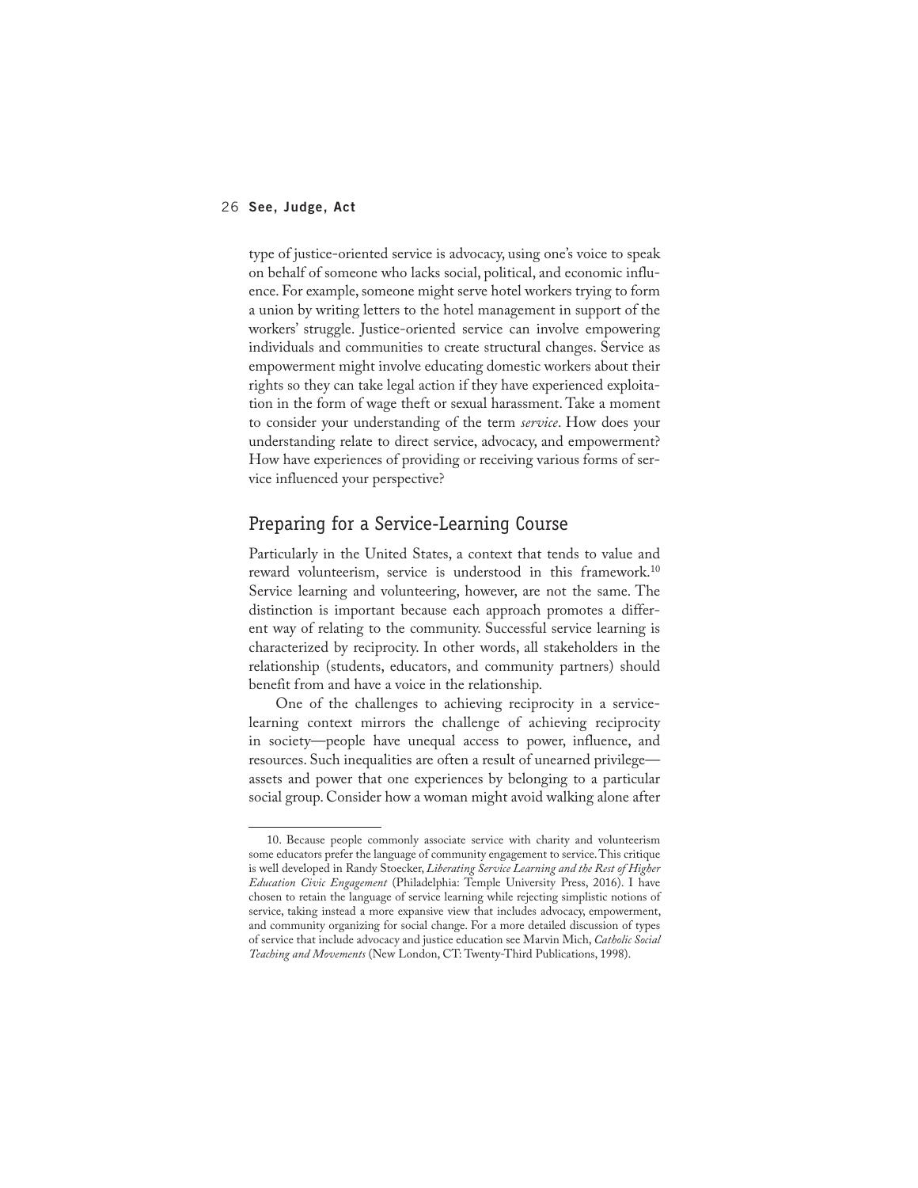type of justice-oriented service is advocacy, using one's voice to speak on behalf of someone who lacks social, political, and economic influence. For example, someone might serve hotel workers trying to form a union by writing letters to the hotel management in support of the workers' struggle. Justice-oriented service can involve empowering individuals and communities to create structural changes. Service as empowerment might involve educating domestic workers about their rights so they can take legal action if they have experienced exploitation in the form of wage theft or sexual harassment. Take a moment to consider your understanding of the term *service*. How does your understanding relate to direct service, advocacy, and empowerment? How have experiences of providing or receiving various forms of service influenced your perspective?

## Preparing for a Service-Learning Course

Particularly in the United States, a context that tends to value and reward volunteerism, service is understood in this framework.[10] Service learning and volunteering, however, are not the same. The distinction is important because each approach promotes a different way of relating to the community. Successful service learning is characterized by reciprocity. In other words, all stakeholders in the relationship (students, educators, and community partners) should benefit from and have a voice in the relationship.

One of the challenges to achieving reciprocity in a service-learning context mirrors the challenge of achieving reciprocity in society—people have unequal access to power, influence, and resources. Such inequalities are often a result of unearned privilege—assets and power that one experiences by belonging to a particular social group. Consider how a woman might avoid walking alone after

---

10. Because people commonly associate service with charity and volunteerism some educators prefer the language of community engagement to service. This critique is well developed in Randy Stoecker, *Liberating Service Learning and the Rest of Higher Education Civic Engagement* (Philadelphia: Temple University Press, 2016). I have chosen to retain the language of service learning while rejecting simplistic notions of service, taking instead a more expansive view that includes advocacy, empowerment, and community organizing for social change. For a more detailed discussion of types of service that include advocacy and justice education see Marvin Mich, *Catholic Social Teaching and Movements* (New London, CT: Twenty-Third Publications, 1998).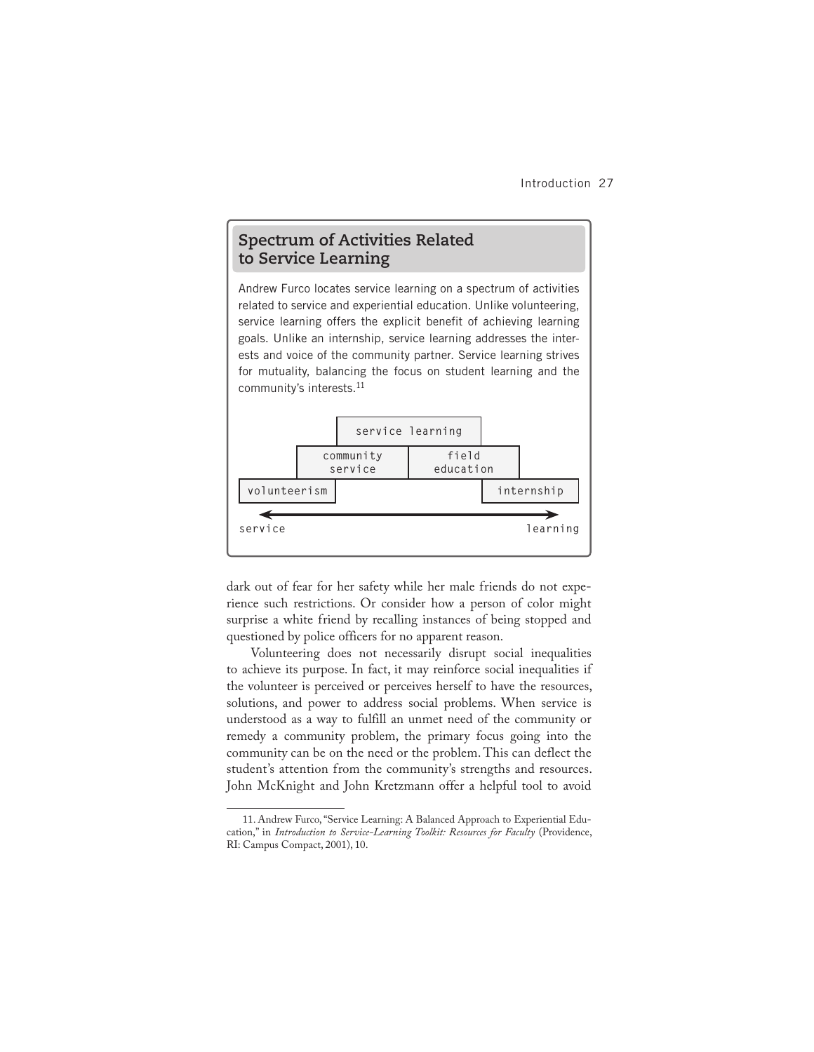## Spectrum of Activities Related to Service Learning

Andrew Furco locates service learning on a spectrum of activities related to service and experiential education. Unlike volunteering, service learning offers the explicit benefit of achieving learning goals. Unlike an internship, service learning addresses the interests and voice of the community partner. Service learning strives for mutuality, balancing the focus on student learning and the community's interests.[11]

```
                 service learning
        community service | field education
volunteerism                              internship
<------------------------------------------------->
service                                    learning
```

dark out of fear for her safety while her male friends do not experience such restrictions. Or consider how a person of color might surprise a white friend by recalling instances of being stopped and questioned by police officers for no apparent reason.

Volunteering does not necessarily disrupt social inequalities to achieve its purpose. In fact, it may reinforce social inequalities if the volunteer is perceived or perceives herself to have the resources, solutions, and power to address social problems. When service is understood as a way to fulfill an unmet need of the community or remedy a community problem, the primary focus going into the community can be on the need or the problem. This can deflect the student's attention from the community's strengths and resources. John McKnight and John Kretzmann offer a helpful tool to avoid

11. Andrew Furco, "Service Learning: A Balanced Approach to Experiential Education," in *Introduction to Service-Learning Toolkit: Resources for Faculty* (Providence, RI: Campus Compact, 2001), 10.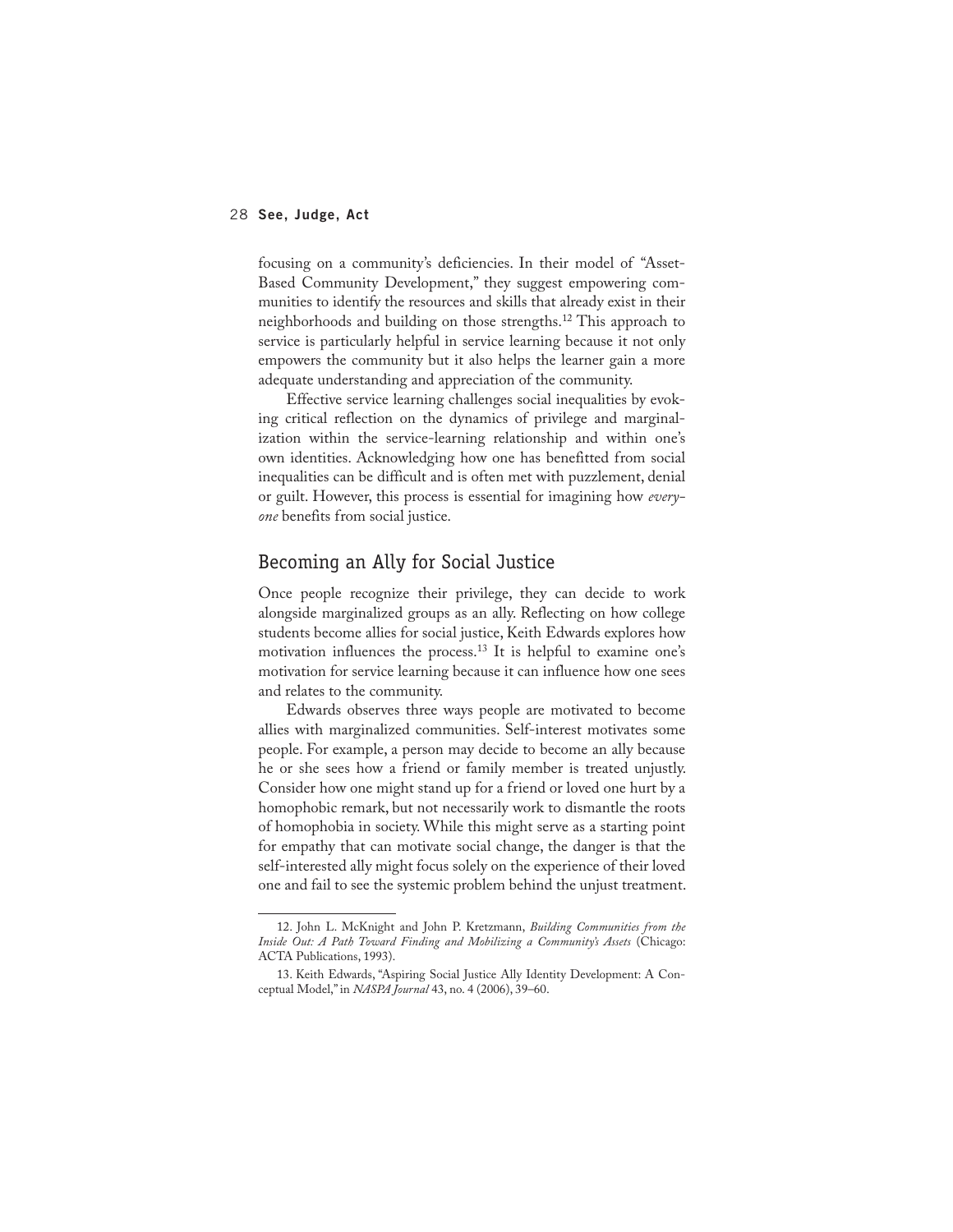focusing on a community's deficiencies. In their model of "Asset-Based Community Development," they suggest empowering communities to identify the resources and skills that already exist in their neighborhoods and building on those strengths.[12] This approach to service is particularly helpful in service learning because it not only empowers the community but it also helps the learner gain a more adequate understanding and appreciation of the community.

Effective service learning challenges social inequalities by evoking critical reflection on the dynamics of privilege and marginalization within the service-learning relationship and within one's own identities. Acknowledging how one has benefitted from social inequalities can be difficult and is often met with puzzlement, denial or guilt. However, this process is essential for imagining how *everyone* benefits from social justice.

## Becoming an Ally for Social Justice

Once people recognize their privilege, they can decide to work alongside marginalized groups as an ally. Reflecting on how college students become allies for social justice, Keith Edwards explores how motivation influences the process.[13] It is helpful to examine one's motivation for service learning because it can influence how one sees and relates to the community.

Edwards observes three ways people are motivated to become allies with marginalized communities. Self-interest motivates some people. For example, a person may decide to become an ally because he or she sees how a friend or family member is treated unjustly. Consider how one might stand up for a friend or loved one hurt by a homophobic remark, but not necessarily work to dismantle the roots of homophobia in society. While this might serve as a starting point for empathy that can motivate social change, the danger is that the self-interested ally might focus solely on the experience of their loved one and fail to see the systemic problem behind the unjust treatment.

---

12. John L. McKnight and John P. Kretzmann, *Building Communities from the Inside Out: A Path Toward Finding and Mobilizing a Community's Assets* (Chicago: ACTA Publications, 1993).

13. Keith Edwards, "Aspiring Social Justice Ally Identity Development: A Conceptual Model," in *NASPA Journal* 43, no. 4 (2006), 39–60.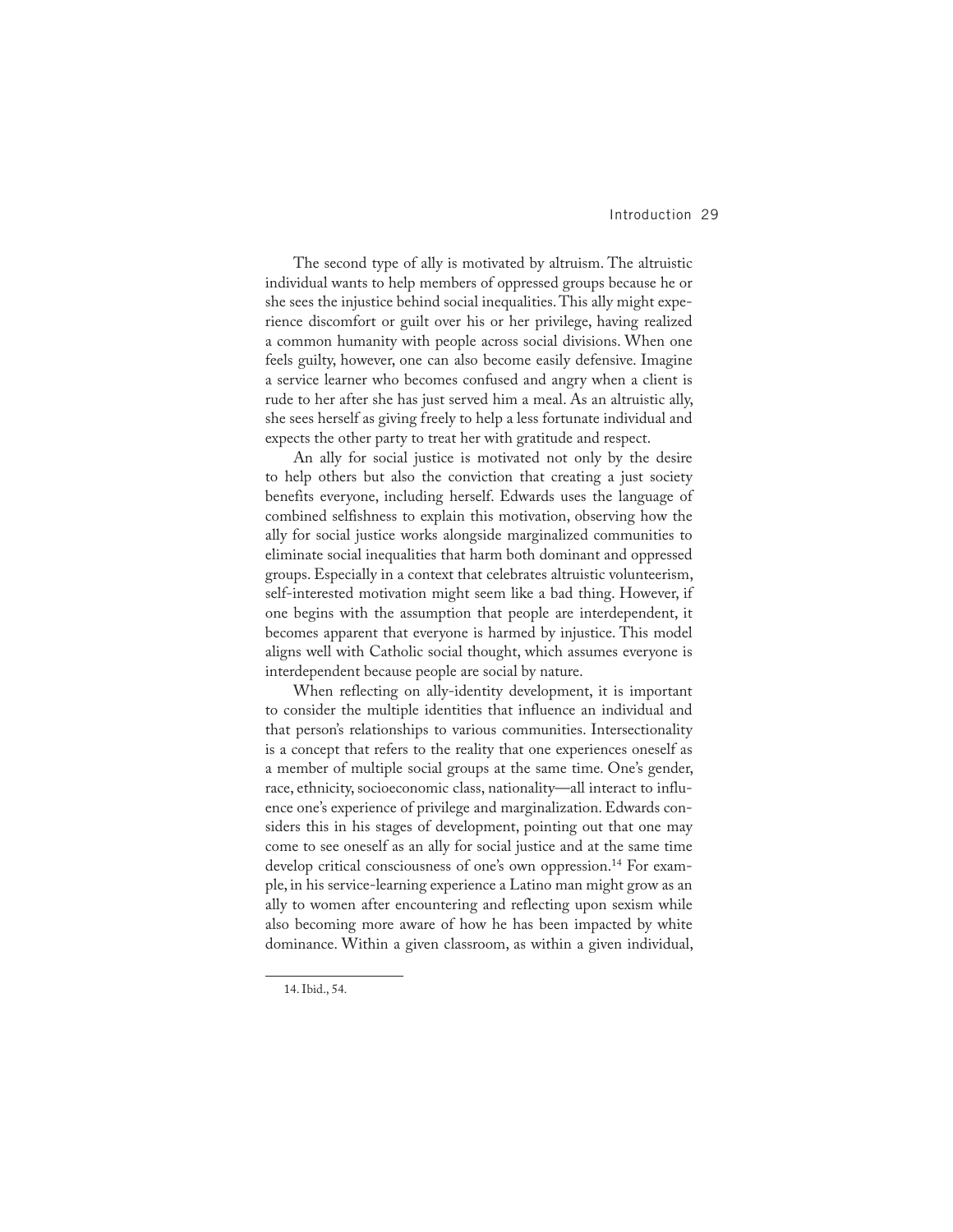The second type of ally is motivated by altruism. The altruistic individual wants to help members of oppressed groups because he or she sees the injustice behind social inequalities. This ally might experience discomfort or guilt over his or her privilege, having realized a common humanity with people across social divisions. When one feels guilty, however, one can also become easily defensive. Imagine a service learner who becomes confused and angry when a client is rude to her after she has just served him a meal. As an altruistic ally, she sees herself as giving freely to help a less fortunate individual and expects the other party to treat her with gratitude and respect.

An ally for social justice is motivated not only by the desire to help others but also the conviction that creating a just society benefits everyone, including herself. Edwards uses the language of combined selfishness to explain this motivation, observing how the ally for social justice works alongside marginalized communities to eliminate social inequalities that harm both dominant and oppressed groups. Especially in a context that celebrates altruistic volunteerism, self-interested motivation might seem like a bad thing. However, if one begins with the assumption that people are interdependent, it becomes apparent that everyone is harmed by injustice. This model aligns well with Catholic social thought, which assumes everyone is interdependent because people are social by nature.

When reflecting on ally-identity development, it is important to consider the multiple identities that influence an individual and that person's relationships to various communities. Intersectionality is a concept that refers to the reality that one experiences oneself as a member of multiple social groups at the same time. One's gender, race, ethnicity, socioeconomic class, nationality—all interact to influence one's experience of privilege and marginalization. Edwards considers this in his stages of development, pointing out that one may come to see oneself as an ally for social justice and at the same time develop critical consciousness of one's own oppression.[14] For example, in his service-learning experience a Latino man might grow as an ally to women after encountering and reflecting upon sexism while also becoming more aware of how he has been impacted by white dominance. Within a given classroom, as within a given individual,

14. Ibid., 54.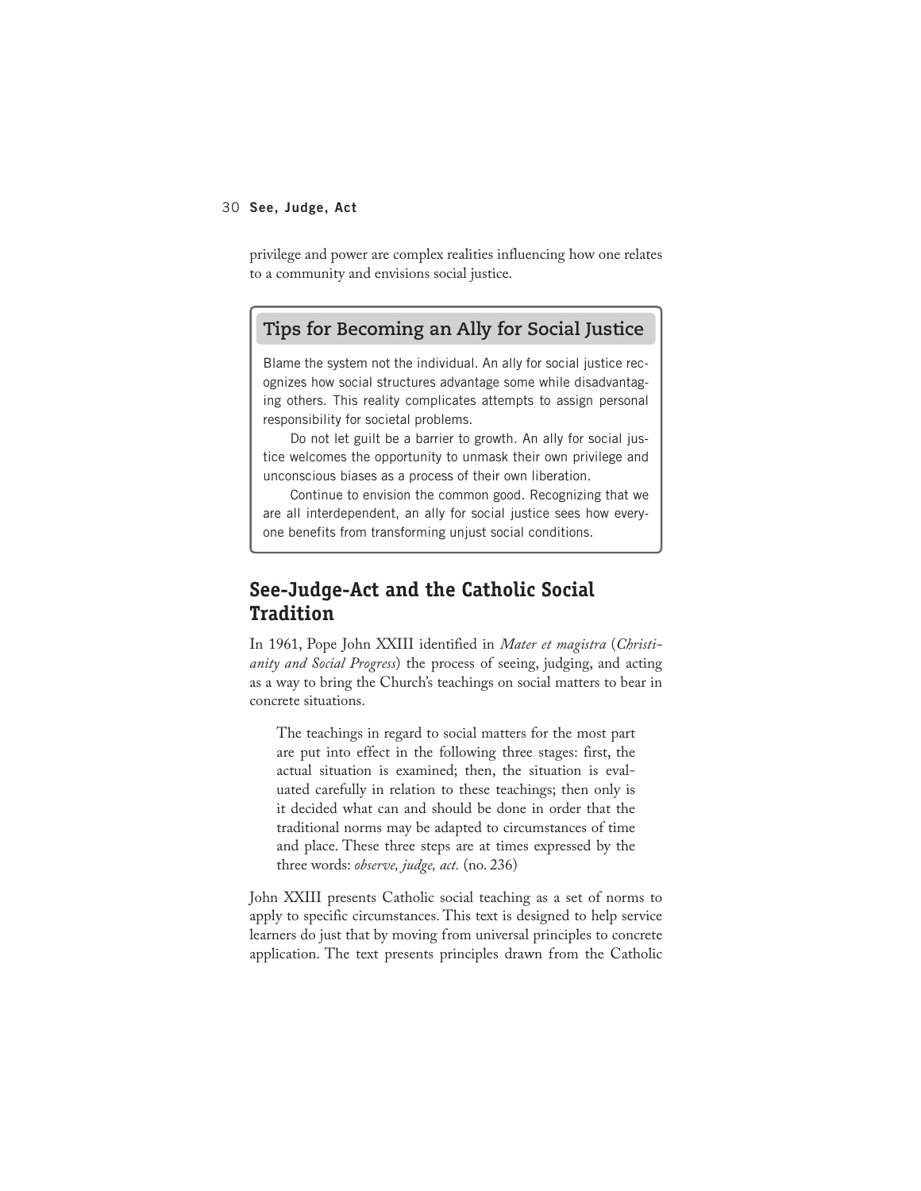privilege and power are complex realities influencing how one relates to a community and envisions social justice.

> ### Tips for Becoming an Ally for Social Justice
>
> Blame the system not the individual. An ally for social justice recognizes how social structures advantage some while disadvantaging others. This reality complicates attempts to assign personal responsibility for societal problems.
>
> Do not let guilt be a barrier to growth. An ally for social justice welcomes the opportunity to unmask their own privilege and unconscious biases as a process of their own liberation.
>
> Continue to envision the common good. Recognizing that we are all interdependent, an ally for social justice sees how everyone benefits from transforming unjust social conditions.

## See-Judge-Act and the Catholic Social Tradition

In 1961, Pope John XXIII identified in *Mater et magistra* (*Christianity and Social Progress*) the process of seeing, judging, and acting as a way to bring the Church's teachings on social matters to bear in concrete situations.

> The teachings in regard to social matters for the most part are put into effect in the following three stages: first, the actual situation is examined; then, the situation is evaluated carefully in relation to these teachings; then only is it decided what can and should be done in order that the traditional norms may be adapted to circumstances of time and place. These three steps are at times expressed by the three words: *observe, judge, act.* (no. 236)

John XXIII presents Catholic social teaching as a set of norms to apply to specific circumstances. This text is designed to help service learners do just that by moving from universal principles to concrete application. The text presents principles drawn from the Catholic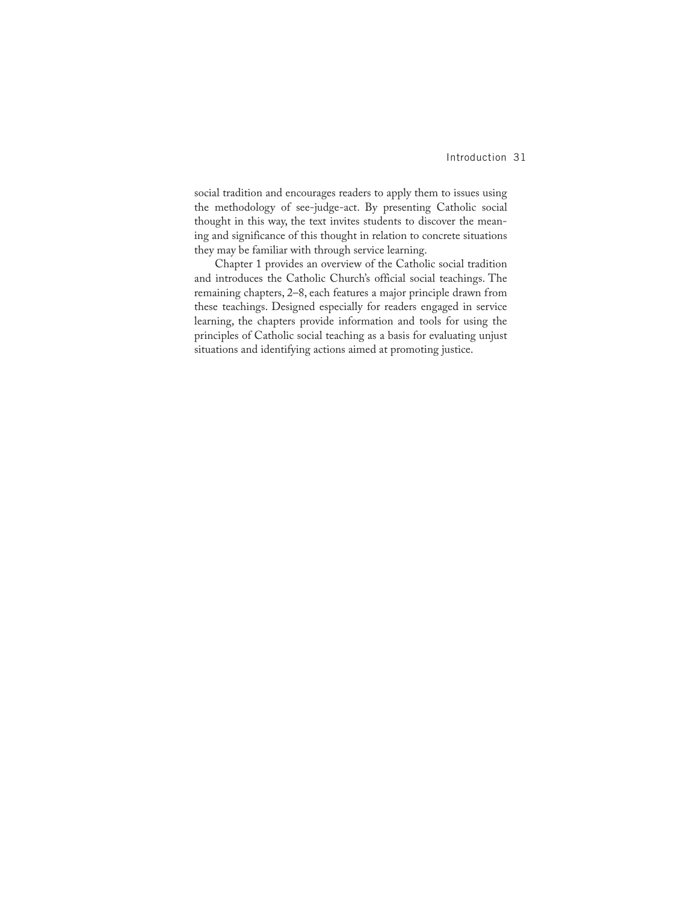social tradition and encourages readers to apply them to issues using the methodology of see-judge-act. By presenting Catholic social thought in this way, the text invites students to discover the meaning and significance of this thought in relation to concrete situations they may be familiar with through service learning.

Chapter 1 provides an overview of the Catholic social tradition and introduces the Catholic Church's official social teachings. The remaining chapters, 2–8, each features a major principle drawn from these teachings. Designed especially for readers engaged in service learning, the chapters provide information and tools for using the principles of Catholic social teaching as a basis for evaluating unjust situations and identifying actions aimed at promoting justice.